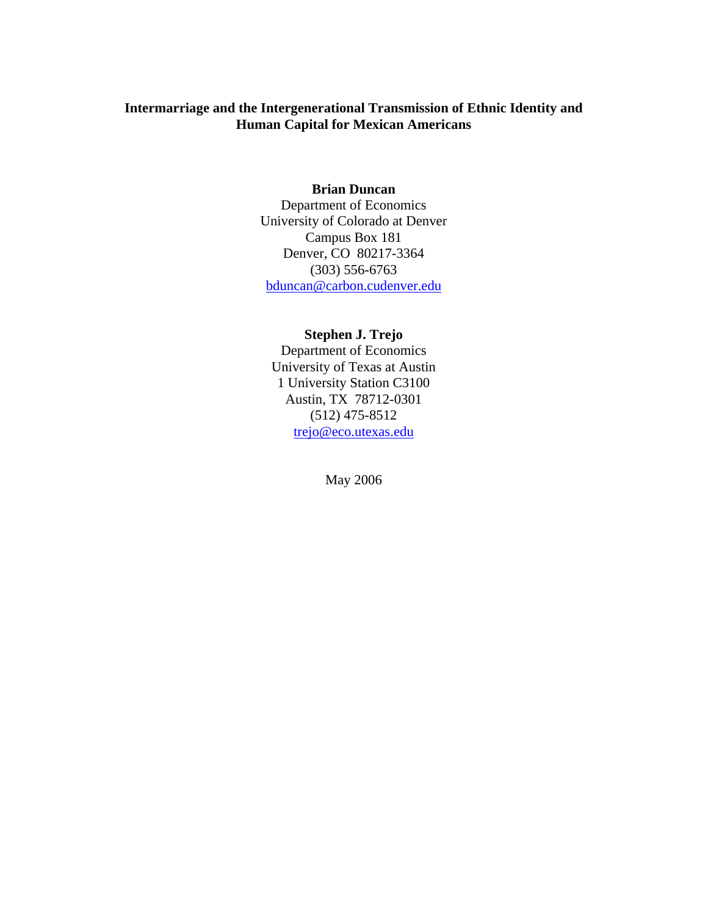# Intermarriage and the Intergenerational Transmission of Ethnic Identity and Human Capital for Mexican Americans

**Brian Duncan**
Department of Economics
University of Colorado at Denver
Campus Box 181
Denver, CO 80217-3364
(303) 556-6763
bduncan@carbon.cudenver.edu

**Stephen J. Trejo**
Department of Economics
University of Texas at Austin
1 University Station C3100
Austin, TX 78712-0301
(512) 475-8512
trejo@eco.utexas.edu

May 2006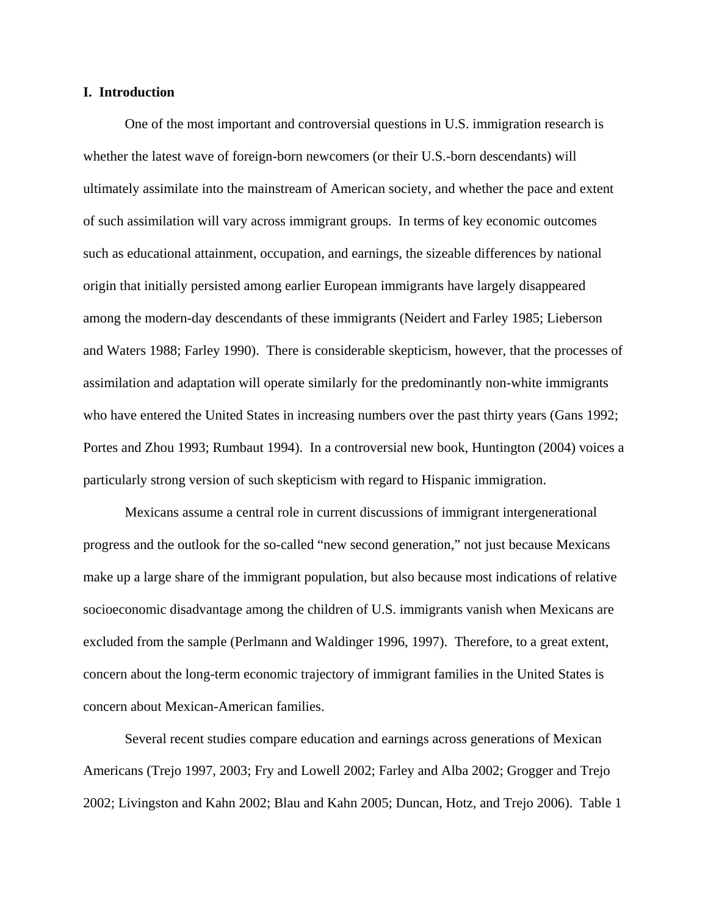## I. Introduction

One of the most important and controversial questions in U.S. immigration research is whether the latest wave of foreign-born newcomers (or their U.S.-born descendants) will ultimately assimilate into the mainstream of American society, and whether the pace and extent of such assimilation will vary across immigrant groups. In terms of key economic outcomes such as educational attainment, occupation, and earnings, the sizeable differences by national origin that initially persisted among earlier European immigrants have largely disappeared among the modern-day descendants of these immigrants (Neidert and Farley 1985; Lieberson and Waters 1988; Farley 1990). There is considerable skepticism, however, that the processes of assimilation and adaptation will operate similarly for the predominantly non-white immigrants who have entered the United States in increasing numbers over the past thirty years (Gans 1992; Portes and Zhou 1993; Rumbaut 1994). In a controversial new book, Huntington (2004) voices a particularly strong version of such skepticism with regard to Hispanic immigration.

Mexicans assume a central role in current discussions of immigrant intergenerational progress and the outlook for the so-called "new second generation," not just because Mexicans make up a large share of the immigrant population, but also because most indications of relative socioeconomic disadvantage among the children of U.S. immigrants vanish when Mexicans are excluded from the sample (Perlmann and Waldinger 1996, 1997). Therefore, to a great extent, concern about the long-term economic trajectory of immigrant families in the United States is concern about Mexican-American families.

Several recent studies compare education and earnings across generations of Mexican Americans (Trejo 1997, 2003; Fry and Lowell 2002; Farley and Alba 2002; Grogger and Trejo 2002; Livingston and Kahn 2002; Blau and Kahn 2005; Duncan, Hotz, and Trejo 2006). Table 1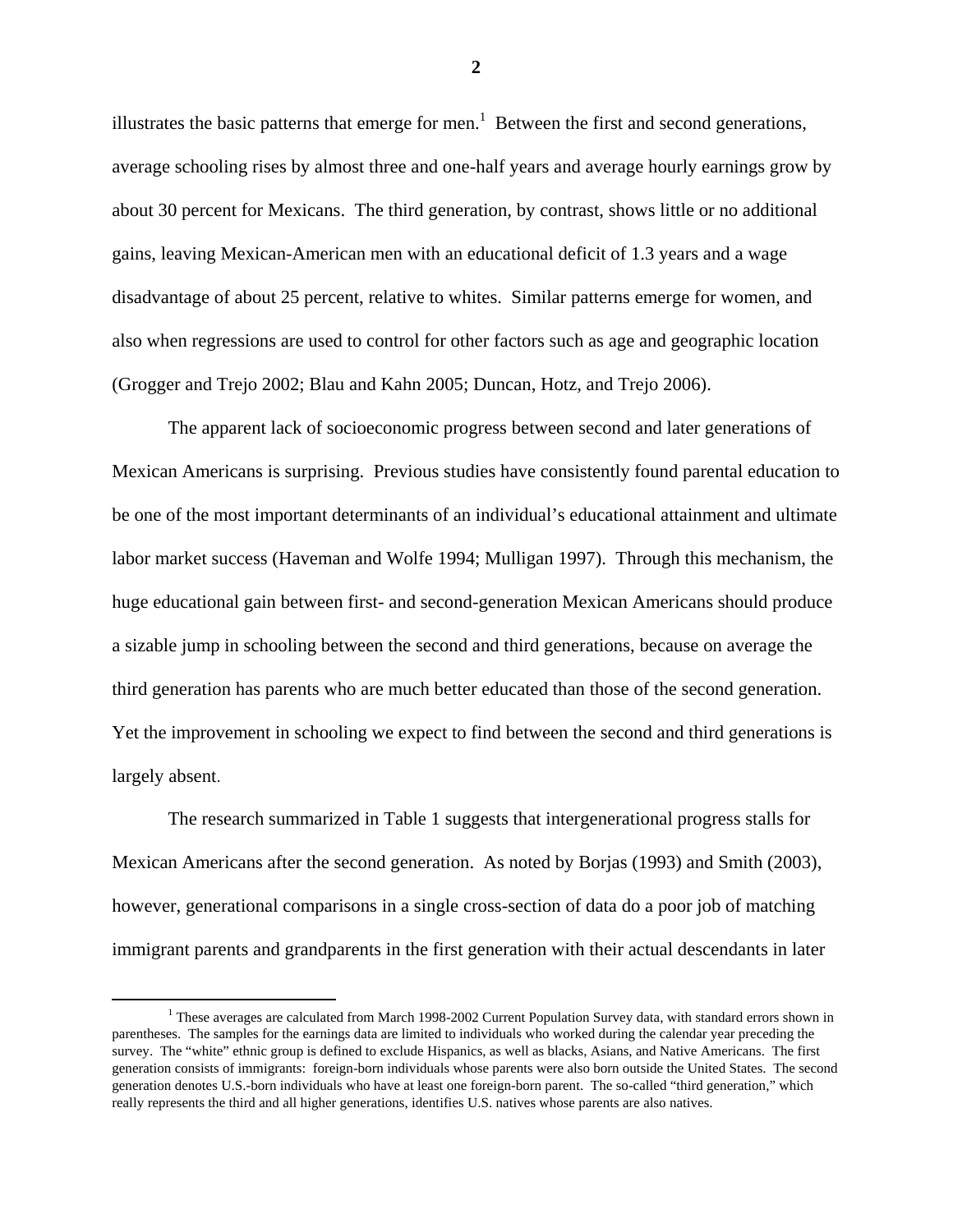illustrates the basic patterns that emerge for men.[1] Between the first and second generations, average schooling rises by almost three and one-half years and average hourly earnings grow by about 30 percent for Mexicans. The third generation, by contrast, shows little or no additional gains, leaving Mexican-American men with an educational deficit of 1.3 years and a wage disadvantage of about 25 percent, relative to whites. Similar patterns emerge for women, and also when regressions are used to control for other factors such as age and geographic location (Grogger and Trejo 2002; Blau and Kahn 2005; Duncan, Hotz, and Trejo 2006).

The apparent lack of socioeconomic progress between second and later generations of Mexican Americans is surprising. Previous studies have consistently found parental education to be one of the most important determinants of an individual's educational attainment and ultimate labor market success (Haveman and Wolfe 1994; Mulligan 1997). Through this mechanism, the huge educational gain between first- and second-generation Mexican Americans should produce a sizable jump in schooling between the second and third generations, because on average the third generation has parents who are much better educated than those of the second generation. Yet the improvement in schooling we expect to find between the second and third generations is largely absent.

The research summarized in Table 1 suggests that intergenerational progress stalls for Mexican Americans after the second generation. As noted by Borjas (1993) and Smith (2003), however, generational comparisons in a single cross-section of data do a poor job of matching immigrant parents and grandparents in the first generation with their actual descendants in later

---

[1] These averages are calculated from March 1998-2002 Current Population Survey data, with standard errors shown in parentheses. The samples for the earnings data are limited to individuals who worked during the calendar year preceding the survey. The "white" ethnic group is defined to exclude Hispanics, as well as blacks, Asians, and Native Americans. The first generation consists of immigrants: foreign-born individuals whose parents were also born outside the United States. The second generation denotes U.S.-born individuals who have at least one foreign-born parent. The so-called "third generation," which really represents the third and all higher generations, identifies U.S. natives whose parents are also natives.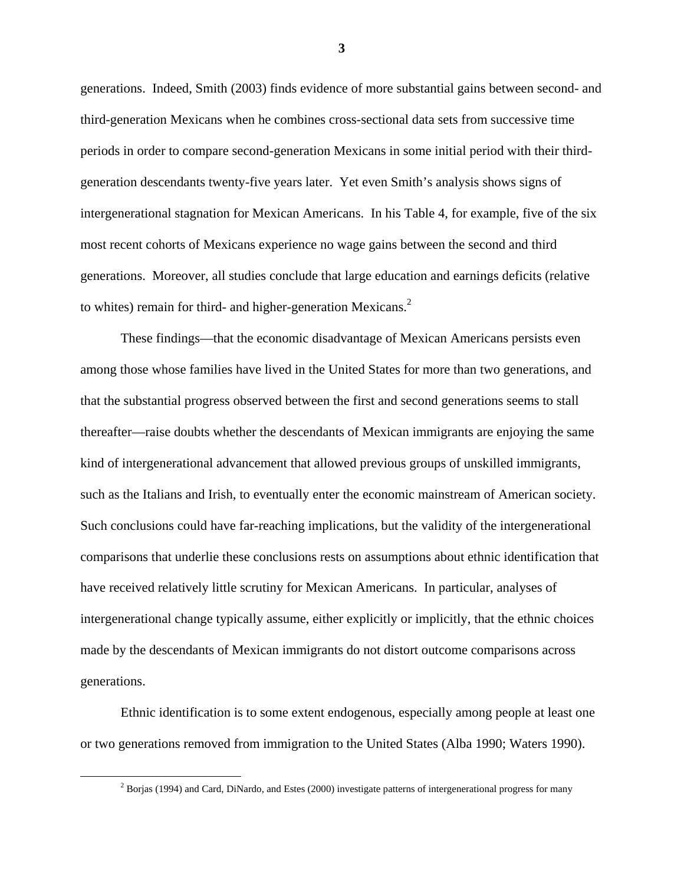generations. Indeed, Smith (2003) finds evidence of more substantial gains between second- and third-generation Mexicans when he combines cross-sectional data sets from successive time periods in order to compare second-generation Mexicans in some initial period with their third-generation descendants twenty-five years later. Yet even Smith's analysis shows signs of intergenerational stagnation for Mexican Americans. In his Table 4, for example, five of the six most recent cohorts of Mexicans experience no wage gains between the second and third generations. Moreover, all studies conclude that large education and earnings deficits (relative to whites) remain for third- and higher-generation Mexicans.[2]

These findings—that the economic disadvantage of Mexican Americans persists even among those whose families have lived in the United States for more than two generations, and that the substantial progress observed between the first and second generations seems to stall thereafter—raise doubts whether the descendants of Mexican immigrants are enjoying the same kind of intergenerational advancement that allowed previous groups of unskilled immigrants, such as the Italians and Irish, to eventually enter the economic mainstream of American society. Such conclusions could have far-reaching implications, but the validity of the intergenerational comparisons that underlie these conclusions rests on assumptions about ethnic identification that have received relatively little scrutiny for Mexican Americans. In particular, analyses of intergenerational change typically assume, either explicitly or implicitly, that the ethnic choices made by the descendants of Mexican immigrants do not distort outcome comparisons across generations.

Ethnic identification is to some extent endogenous, especially among people at least one or two generations removed from immigration to the United States (Alba 1990; Waters 1990).

[2] Borjas (1994) and Card, DiNardo, and Estes (2000) investigate patterns of intergenerational progress for many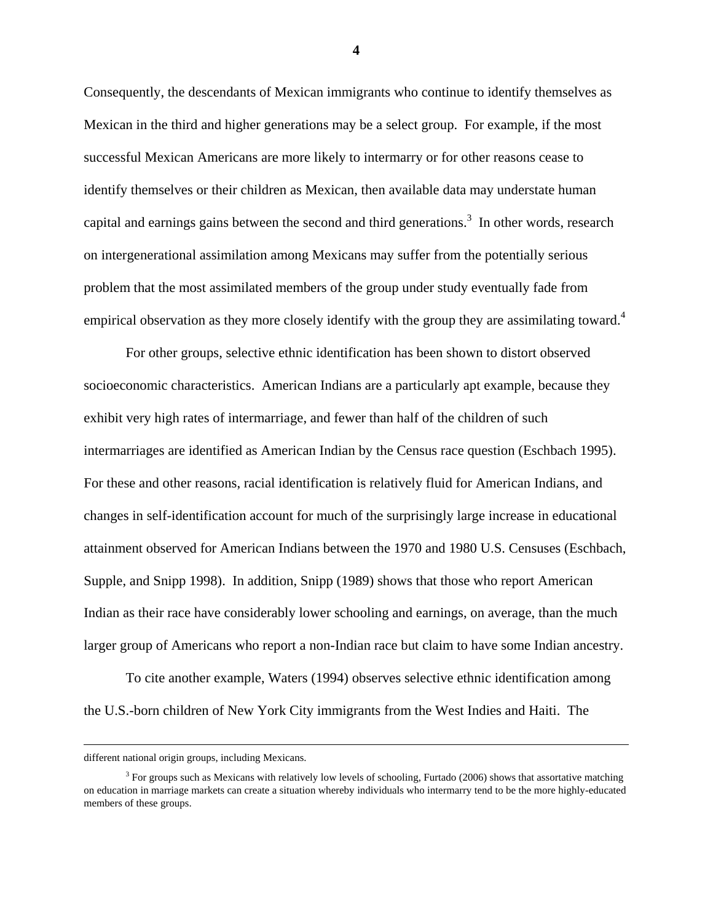Consequently, the descendants of Mexican immigrants who continue to identify themselves as Mexican in the third and higher generations may be a select group. For example, if the most successful Mexican Americans are more likely to intermarry or for other reasons cease to identify themselves or their children as Mexican, then available data may understate human capital and earnings gains between the second and third generations.[3] In other words, research on intergenerational assimilation among Mexicans may suffer from the potentially serious problem that the most assimilated members of the group under study eventually fade from empirical observation as they more closely identify with the group they are assimilating toward.[4]

For other groups, selective ethnic identification has been shown to distort observed socioeconomic characteristics. American Indians are a particularly apt example, because they exhibit very high rates of intermarriage, and fewer than half of the children of such intermarriages are identified as American Indian by the Census race question (Eschbach 1995). For these and other reasons, racial identification is relatively fluid for American Indians, and changes in self-identification account for much of the surprisingly large increase in educational attainment observed for American Indians between the 1970 and 1980 U.S. Censuses (Eschbach, Supple, and Snipp 1998). In addition, Snipp (1989) shows that those who report American Indian as their race have considerably lower schooling and earnings, on average, than the much larger group of Americans who report a non-Indian race but claim to have some Indian ancestry.

To cite another example, Waters (1994) observes selective ethnic identification among the U.S.-born children of New York City immigrants from the West Indies and Haiti. The

---

different national origin groups, including Mexicans.

[3] For groups such as Mexicans with relatively low levels of schooling, Furtado (2006) shows that assortative matching on education in marriage markets can create a situation whereby individuals who intermarry tend to be the more highly-educated members of these groups.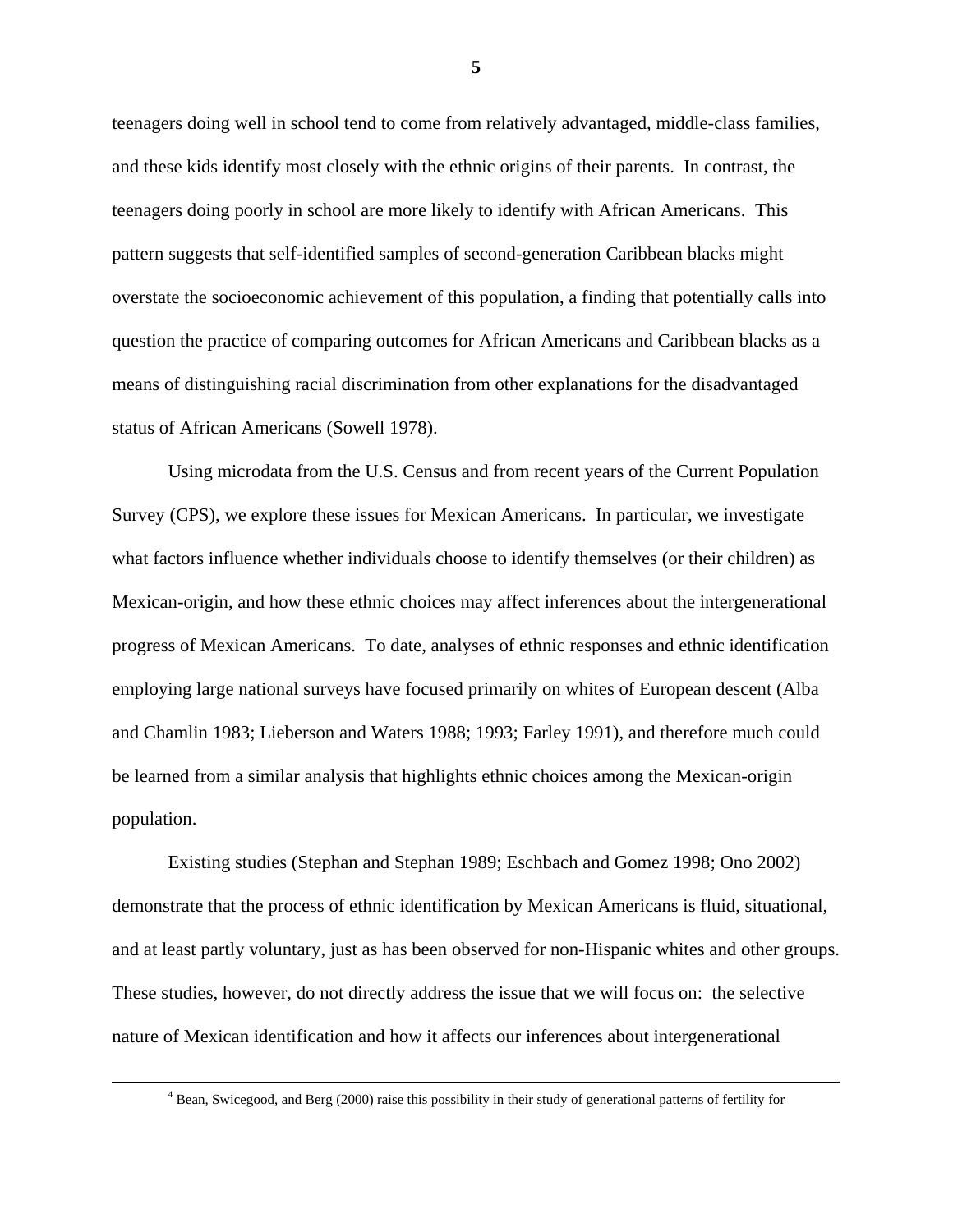teenagers doing well in school tend to come from relatively advantaged, middle-class families, and these kids identify most closely with the ethnic origins of their parents. In contrast, the teenagers doing poorly in school are more likely to identify with African Americans. This pattern suggests that self-identified samples of second-generation Caribbean blacks might overstate the socioeconomic achievement of this population, a finding that potentially calls into question the practice of comparing outcomes for African Americans and Caribbean blacks as a means of distinguishing racial discrimination from other explanations for the disadvantaged status of African Americans (Sowell 1978).

Using microdata from the U.S. Census and from recent years of the Current Population Survey (CPS), we explore these issues for Mexican Americans. In particular, we investigate what factors influence whether individuals choose to identify themselves (or their children) as Mexican-origin, and how these ethnic choices may affect inferences about the intergenerational progress of Mexican Americans. To date, analyses of ethnic responses and ethnic identification employing large national surveys have focused primarily on whites of European descent (Alba and Chamlin 1983; Lieberson and Waters 1988; 1993; Farley 1991), and therefore much could be learned from a similar analysis that highlights ethnic choices among the Mexican-origin population.

Existing studies (Stephan and Stephan 1989; Eschbach and Gomez 1998; Ono 2002) demonstrate that the process of ethnic identification by Mexican Americans is fluid, situational, and at least partly voluntary, just as has been observed for non-Hispanic whites and other groups. These studies, however, do not directly address the issue that we will focus on: the selective nature of Mexican identification and how it affects our inferences about intergenerational

[4] Bean, Swicegood, and Berg (2000) raise this possibility in their study of generational patterns of fertility for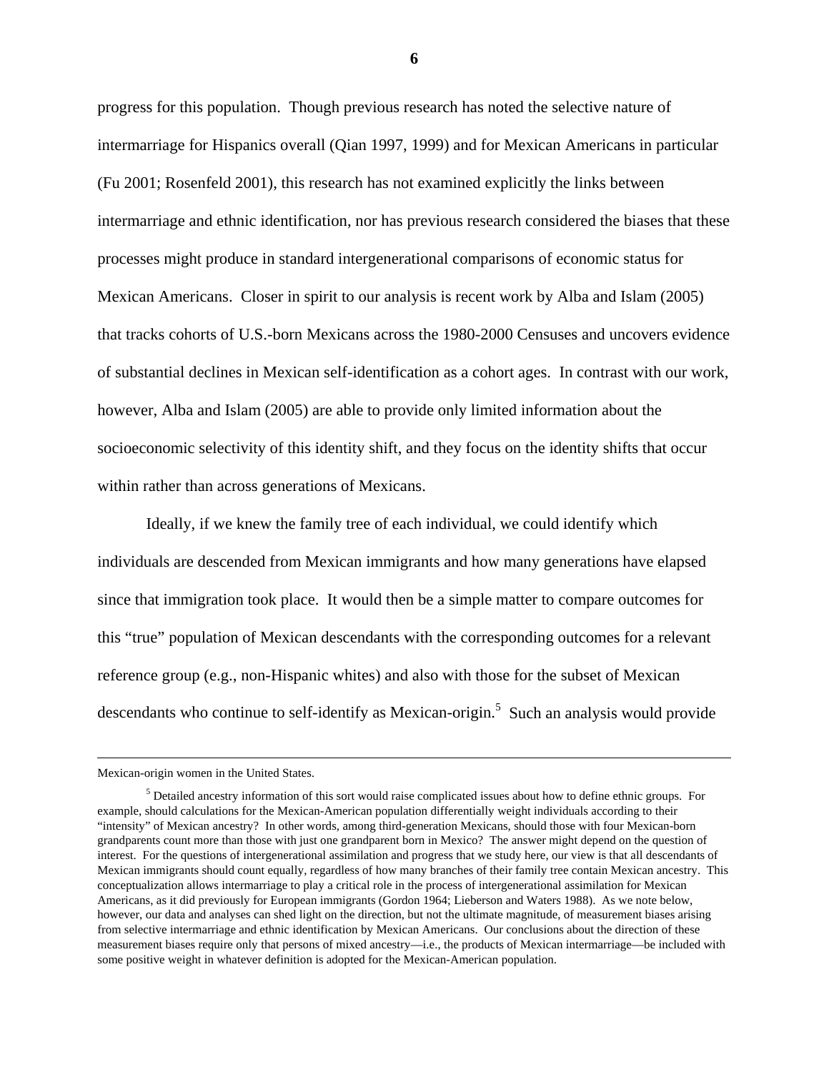progress for this population. Though previous research has noted the selective nature of intermarriage for Hispanics overall (Qian 1997, 1999) and for Mexican Americans in particular (Fu 2001; Rosenfeld 2001), this research has not examined explicitly the links between intermarriage and ethnic identification, nor has previous research considered the biases that these processes might produce in standard intergenerational comparisons of economic status for Mexican Americans. Closer in spirit to our analysis is recent work by Alba and Islam (2005) that tracks cohorts of U.S.-born Mexicans across the 1980-2000 Censuses and uncovers evidence of substantial declines in Mexican self-identification as a cohort ages. In contrast with our work, however, Alba and Islam (2005) are able to provide only limited information about the socioeconomic selectivity of this identity shift, and they focus on the identity shifts that occur within rather than across generations of Mexicans.

Ideally, if we knew the family tree of each individual, we could identify which individuals are descended from Mexican immigrants and how many generations have elapsed since that immigration took place. It would then be a simple matter to compare outcomes for this "true" population of Mexican descendants with the corresponding outcomes for a relevant reference group (e.g., non-Hispanic whites) and also with those for the subset of Mexican descendants who continue to self-identify as Mexican-origin.[5] Such an analysis would provide

---

Mexican-origin women in the United States.

[5] Detailed ancestry information of this sort would raise complicated issues about how to define ethnic groups. For example, should calculations for the Mexican-American population differentially weight individuals according to their "intensity" of Mexican ancestry? In other words, among third-generation Mexicans, should those with four Mexican-born grandparents count more than those with just one grandparent born in Mexico? The answer might depend on the question of interest. For the questions of intergenerational assimilation and progress that we study here, our view is that all descendants of Mexican immigrants should count equally, regardless of how many branches of their family tree contain Mexican ancestry. This conceptualization allows intermarriage to play a critical role in the process of intergenerational assimilation for Mexican Americans, as it did previously for European immigrants (Gordon 1964; Lieberson and Waters 1988). As we note below, however, our data and analyses can shed light on the direction, but not the ultimate magnitude, of measurement biases arising from selective intermarriage and ethnic identification by Mexican Americans. Our conclusions about the direction of these measurement biases require only that persons of mixed ancestry—i.e., the products of Mexican intermarriage—be included with some positive weight in whatever definition is adopted for the Mexican-American population.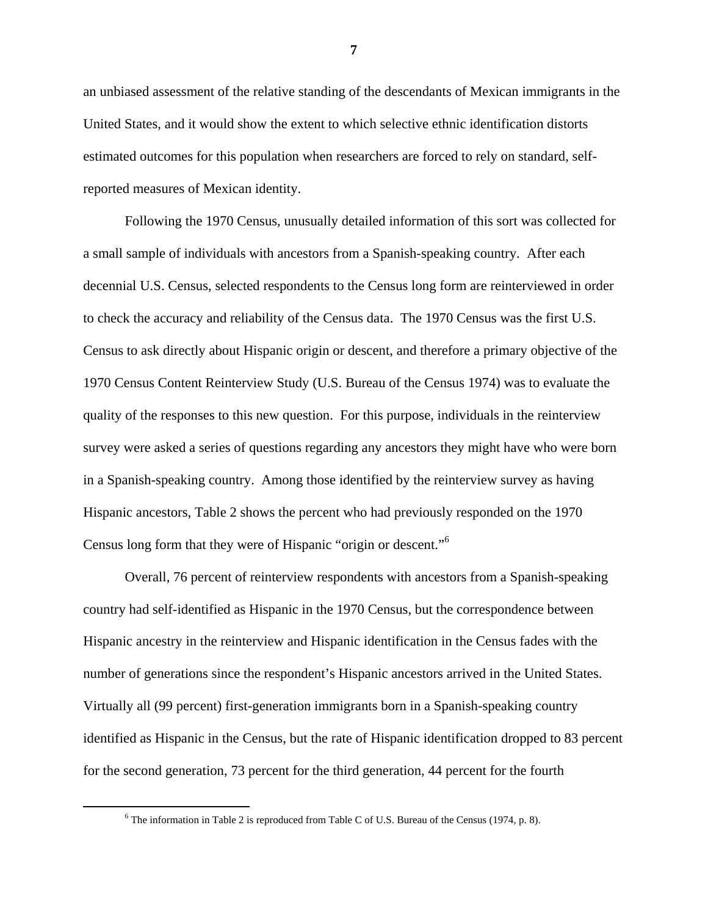an unbiased assessment of the relative standing of the descendants of Mexican immigrants in the United States, and it would show the extent to which selective ethnic identification distorts estimated outcomes for this population when researchers are forced to rely on standard, self-reported measures of Mexican identity.

Following the 1970 Census, unusually detailed information of this sort was collected for a small sample of individuals with ancestors from a Spanish-speaking country. After each decennial U.S. Census, selected respondents to the Census long form are reinterviewed in order to check the accuracy and reliability of the Census data. The 1970 Census was the first U.S. Census to ask directly about Hispanic origin or descent, and therefore a primary objective of the 1970 Census Content Reinterview Study (U.S. Bureau of the Census 1974) was to evaluate the quality of the responses to this new question. For this purpose, individuals in the reinterview survey were asked a series of questions regarding any ancestors they might have who were born in a Spanish-speaking country. Among those identified by the reinterview survey as having Hispanic ancestors, Table 2 shows the percent who had previously responded on the 1970 Census long form that they were of Hispanic "origin or descent."[6]

Overall, 76 percent of reinterview respondents with ancestors from a Spanish-speaking country had self-identified as Hispanic in the 1970 Census, but the correspondence between Hispanic ancestry in the reinterview and Hispanic identification in the Census fades with the number of generations since the respondent's Hispanic ancestors arrived in the United States. Virtually all (99 percent) first-generation immigrants born in a Spanish-speaking country identified as Hispanic in the Census, but the rate of Hispanic identification dropped to 83 percent for the second generation, 73 percent for the third generation, 44 percent for the fourth

[6] The information in Table 2 is reproduced from Table C of U.S. Bureau of the Census (1974, p. 8).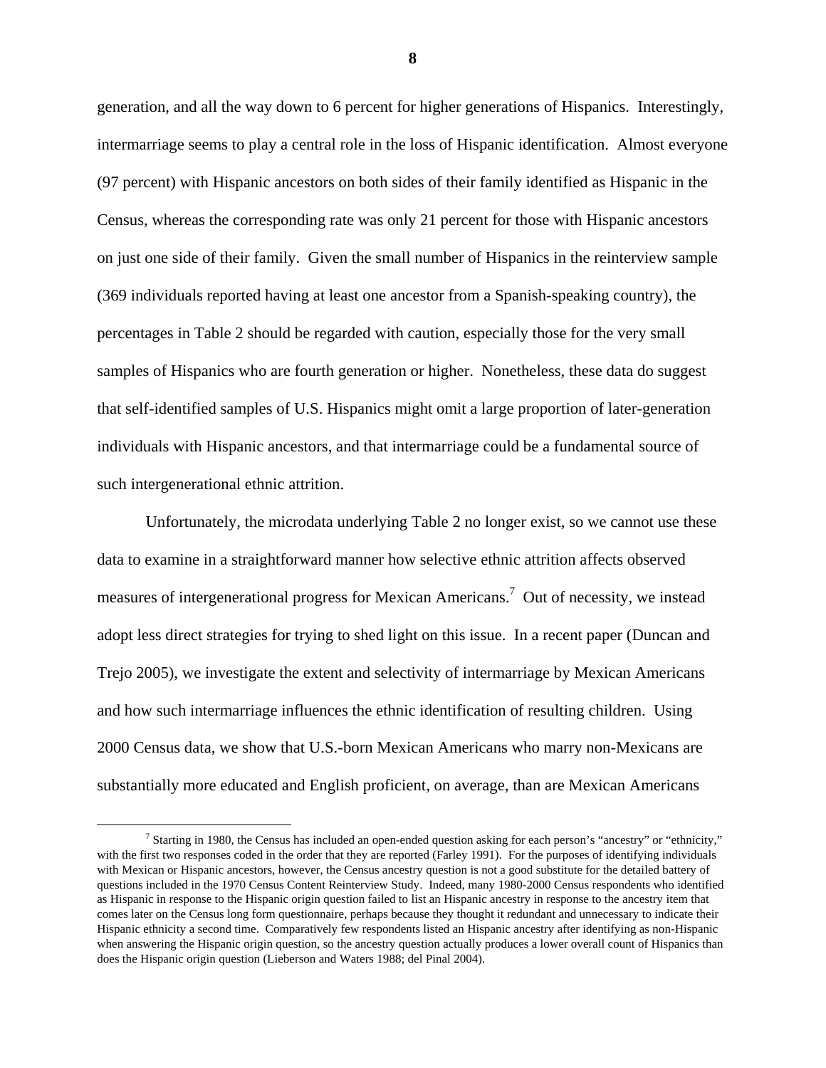generation, and all the way down to 6 percent for higher generations of Hispanics. Interestingly, intermarriage seems to play a central role in the loss of Hispanic identification. Almost everyone (97 percent) with Hispanic ancestors on both sides of their family identified as Hispanic in the Census, whereas the corresponding rate was only 21 percent for those with Hispanic ancestors on just one side of their family. Given the small number of Hispanics in the reinterview sample (369 individuals reported having at least one ancestor from a Spanish-speaking country), the percentages in Table 2 should be regarded with caution, especially those for the very small samples of Hispanics who are fourth generation or higher. Nonetheless, these data do suggest that self-identified samples of U.S. Hispanics might omit a large proportion of later-generation individuals with Hispanic ancestors, and that intermarriage could be a fundamental source of such intergenerational ethnic attrition.

Unfortunately, the microdata underlying Table 2 no longer exist, so we cannot use these data to examine in a straightforward manner how selective ethnic attrition affects observed measures of intergenerational progress for Mexican Americans.[7] Out of necessity, we instead adopt less direct strategies for trying to shed light on this issue. In a recent paper (Duncan and Trejo 2005), we investigate the extent and selectivity of intermarriage by Mexican Americans and how such intermarriage influences the ethnic identification of resulting children. Using 2000 Census data, we show that U.S.-born Mexican Americans who marry non-Mexicans are substantially more educated and English proficient, on average, than are Mexican Americans

[7] Starting in 1980, the Census has included an open-ended question asking for each person's "ancestry" or "ethnicity," with the first two responses coded in the order that they are reported (Farley 1991). For the purposes of identifying individuals with Mexican or Hispanic ancestors, however, the Census ancestry question is not a good substitute for the detailed battery of questions included in the 1970 Census Content Reinterview Study. Indeed, many 1980-2000 Census respondents who identified as Hispanic in response to the Hispanic origin question failed to list an Hispanic ancestry in response to the ancestry item that comes later on the Census long form questionnaire, perhaps because they thought it redundant and unnecessary to indicate their Hispanic ethnicity a second time. Comparatively few respondents listed an Hispanic ancestry after identifying as non-Hispanic when answering the Hispanic origin question, so the ancestry question actually produces a lower overall count of Hispanics than does the Hispanic origin question (Lieberson and Waters 1988; del Pinal 2004).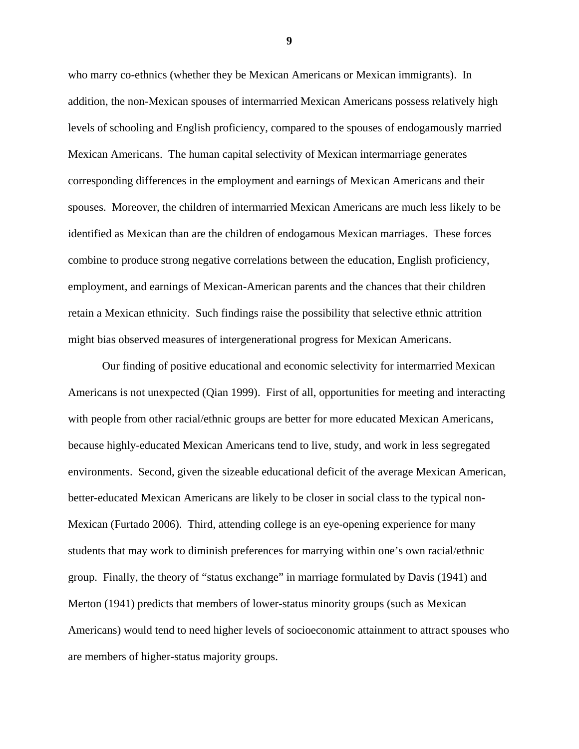who marry co-ethnics (whether they be Mexican Americans or Mexican immigrants). In addition, the non-Mexican spouses of intermarried Mexican Americans possess relatively high levels of schooling and English proficiency, compared to the spouses of endogamously married Mexican Americans. The human capital selectivity of Mexican intermarriage generates corresponding differences in the employment and earnings of Mexican Americans and their spouses. Moreover, the children of intermarried Mexican Americans are much less likely to be identified as Mexican than are the children of endogamous Mexican marriages. These forces combine to produce strong negative correlations between the education, English proficiency, employment, and earnings of Mexican-American parents and the chances that their children retain a Mexican ethnicity. Such findings raise the possibility that selective ethnic attrition might bias observed measures of intergenerational progress for Mexican Americans.

Our finding of positive educational and economic selectivity for intermarried Mexican Americans is not unexpected (Qian 1999). First of all, opportunities for meeting and interacting with people from other racial/ethnic groups are better for more educated Mexican Americans, because highly-educated Mexican Americans tend to live, study, and work in less segregated environments. Second, given the sizeable educational deficit of the average Mexican American, better-educated Mexican Americans are likely to be closer in social class to the typical non-Mexican (Furtado 2006). Third, attending college is an eye-opening experience for many students that may work to diminish preferences for marrying within one's own racial/ethnic group. Finally, the theory of "status exchange" in marriage formulated by Davis (1941) and Merton (1941) predicts that members of lower-status minority groups (such as Mexican Americans) would tend to need higher levels of socioeconomic attainment to attract spouses who are members of higher-status majority groups.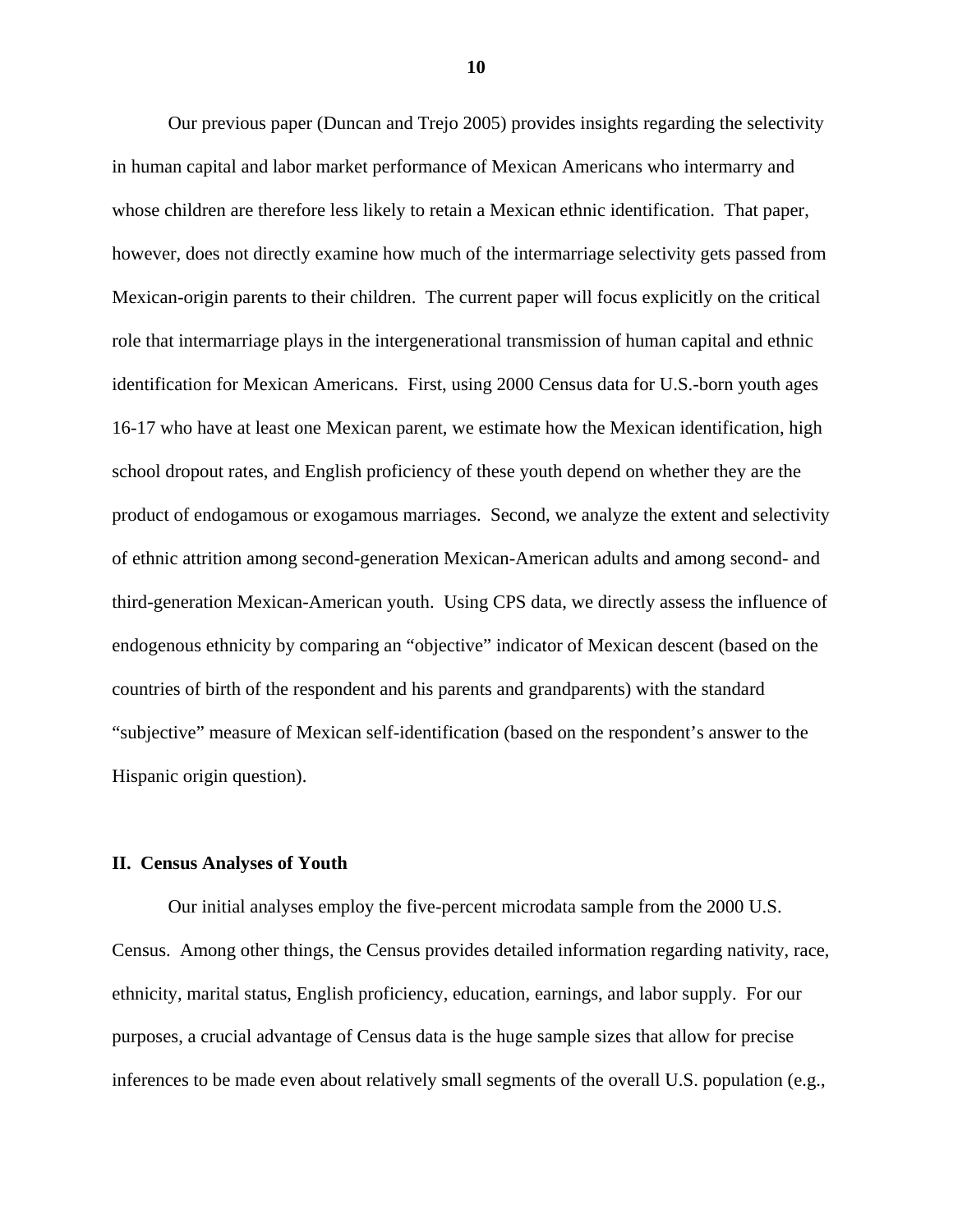Our previous paper (Duncan and Trejo 2005) provides insights regarding the selectivity in human capital and labor market performance of Mexican Americans who intermarry and whose children are therefore less likely to retain a Mexican ethnic identification. That paper, however, does not directly examine how much of the intermarriage selectivity gets passed from Mexican-origin parents to their children. The current paper will focus explicitly on the critical role that intermarriage plays in the intergenerational transmission of human capital and ethnic identification for Mexican Americans. First, using 2000 Census data for U.S.-born youth ages 16-17 who have at least one Mexican parent, we estimate how the Mexican identification, high school dropout rates, and English proficiency of these youth depend on whether they are the product of endogamous or exogamous marriages. Second, we analyze the extent and selectivity of ethnic attrition among second-generation Mexican-American adults and among second- and third-generation Mexican-American youth. Using CPS data, we directly assess the influence of endogenous ethnicity by comparing an "objective" indicator of Mexican descent (based on the countries of birth of the respondent and his parents and grandparents) with the standard "subjective" measure of Mexican self-identification (based on the respondent's answer to the Hispanic origin question).

## II. Census Analyses of Youth

Our initial analyses employ the five-percent microdata sample from the 2000 U.S. Census. Among other things, the Census provides detailed information regarding nativity, race, ethnicity, marital status, English proficiency, education, earnings, and labor supply. For our purposes, a crucial advantage of Census data is the huge sample sizes that allow for precise inferences to be made even about relatively small segments of the overall U.S. population (e.g.,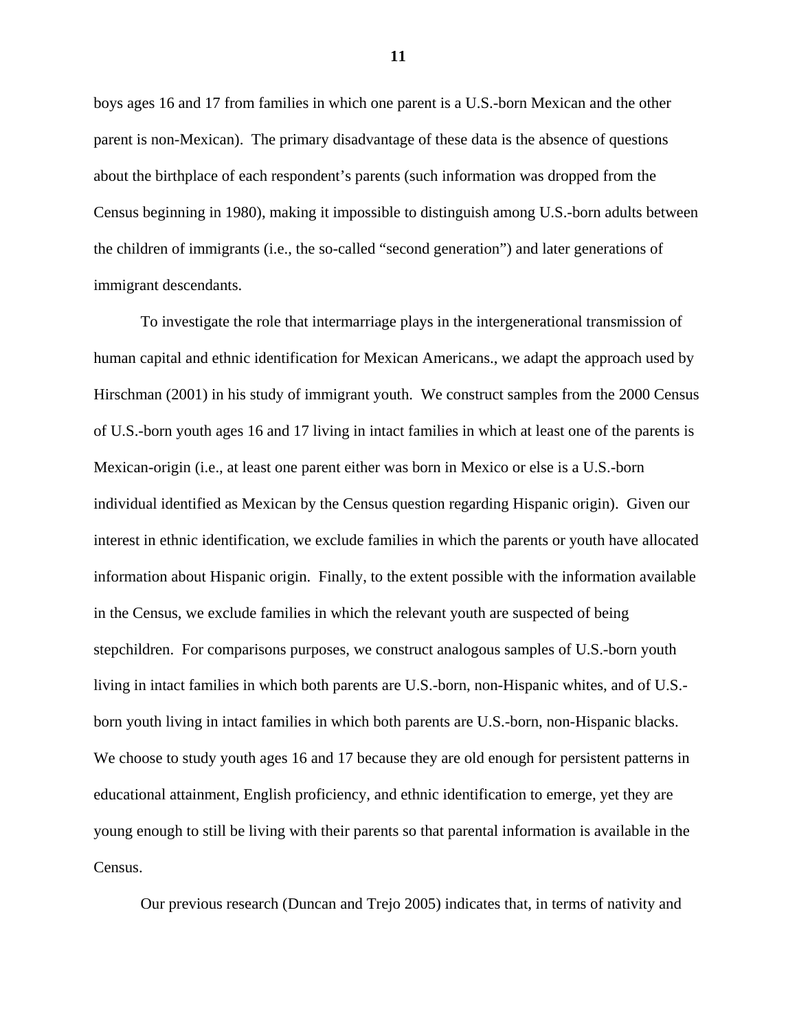boys ages 16 and 17 from families in which one parent is a U.S.-born Mexican and the other parent is non-Mexican). The primary disadvantage of these data is the absence of questions about the birthplace of each respondent's parents (such information was dropped from the Census beginning in 1980), making it impossible to distinguish among U.S.-born adults between the children of immigrants (i.e., the so-called "second generation") and later generations of immigrant descendants.

To investigate the role that intermarriage plays in the intergenerational transmission of human capital and ethnic identification for Mexican Americans., we adapt the approach used by Hirschman (2001) in his study of immigrant youth. We construct samples from the 2000 Census of U.S.-born youth ages 16 and 17 living in intact families in which at least one of the parents is Mexican-origin (i.e., at least one parent either was born in Mexico or else is a U.S.-born individual identified as Mexican by the Census question regarding Hispanic origin). Given our interest in ethnic identification, we exclude families in which the parents or youth have allocated information about Hispanic origin. Finally, to the extent possible with the information available in the Census, we exclude families in which the relevant youth are suspected of being stepchildren. For comparisons purposes, we construct analogous samples of U.S.-born youth living in intact families in which both parents are U.S.-born, non-Hispanic whites, and of U.S.-born youth living in intact families in which both parents are U.S.-born, non-Hispanic blacks. We choose to study youth ages 16 and 17 because they are old enough for persistent patterns in educational attainment, English proficiency, and ethnic identification to emerge, yet they are young enough to still be living with their parents so that parental information is available in the Census.

Our previous research (Duncan and Trejo 2005) indicates that, in terms of nativity and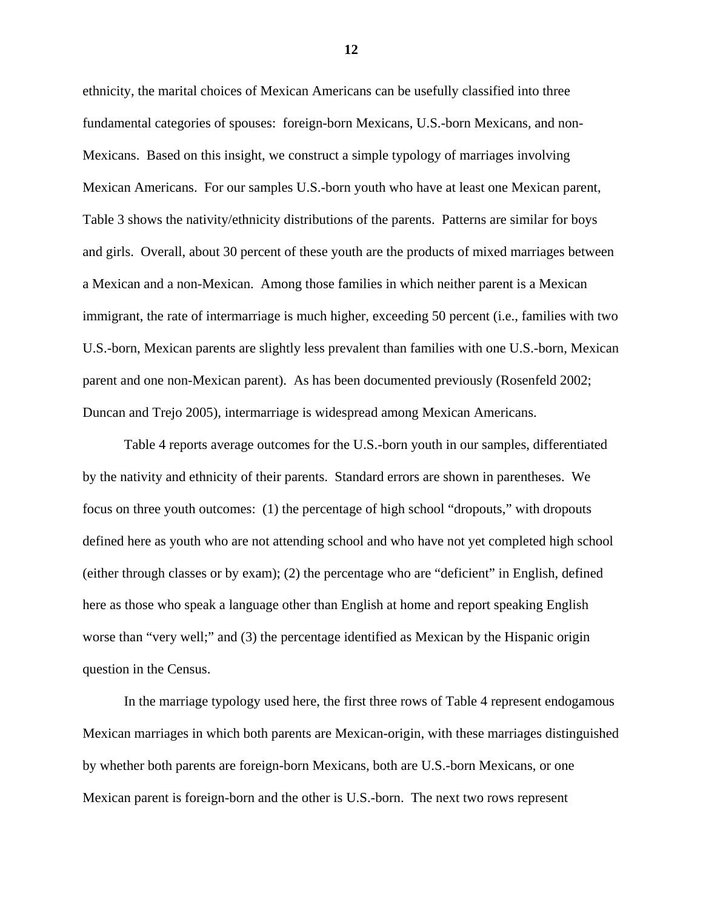ethnicity, the marital choices of Mexican Americans can be usefully classified into three fundamental categories of spouses: foreign-born Mexicans, U.S.-born Mexicans, and non-Mexicans. Based on this insight, we construct a simple typology of marriages involving Mexican Americans. For our samples U.S.-born youth who have at least one Mexican parent, Table 3 shows the nativity/ethnicity distributions of the parents. Patterns are similar for boys and girls. Overall, about 30 percent of these youth are the products of mixed marriages between a Mexican and a non-Mexican. Among those families in which neither parent is a Mexican immigrant, the rate of intermarriage is much higher, exceeding 50 percent (i.e., families with two U.S.-born, Mexican parents are slightly less prevalent than families with one U.S.-born, Mexican parent and one non-Mexican parent). As has been documented previously (Rosenfeld 2002; Duncan and Trejo 2005), intermarriage is widespread among Mexican Americans.

Table 4 reports average outcomes for the U.S.-born youth in our samples, differentiated by the nativity and ethnicity of their parents. Standard errors are shown in parentheses. We focus on three youth outcomes: (1) the percentage of high school "dropouts," with dropouts defined here as youth who are not attending school and who have not yet completed high school (either through classes or by exam); (2) the percentage who are "deficient" in English, defined here as those who speak a language other than English at home and report speaking English worse than "very well;" and (3) the percentage identified as Mexican by the Hispanic origin question in the Census.

In the marriage typology used here, the first three rows of Table 4 represent endogamous Mexican marriages in which both parents are Mexican-origin, with these marriages distinguished by whether both parents are foreign-born Mexicans, both are U.S.-born Mexicans, or one Mexican parent is foreign-born and the other is U.S.-born. The next two rows represent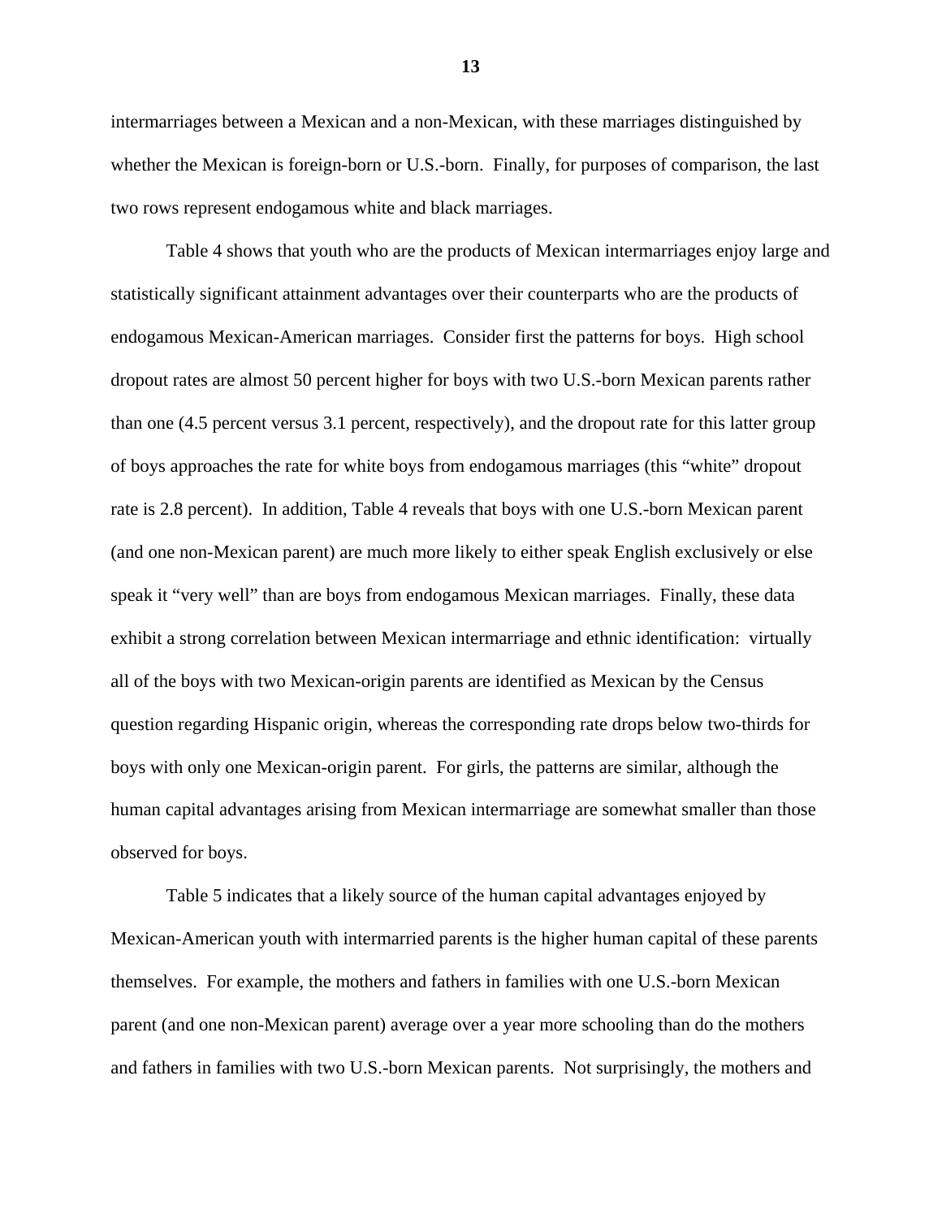intermarriages between a Mexican and a non-Mexican, with these marriages distinguished by whether the Mexican is foreign-born or U.S.-born. Finally, for purposes of comparison, the last two rows represent endogamous white and black marriages.

Table 4 shows that youth who are the products of Mexican intermarriages enjoy large and statistically significant attainment advantages over their counterparts who are the products of endogamous Mexican-American marriages. Consider first the patterns for boys. High school dropout rates are almost 50 percent higher for boys with two U.S.-born Mexican parents rather than one (4.5 percent versus 3.1 percent, respectively), and the dropout rate for this latter group of boys approaches the rate for white boys from endogamous marriages (this "white" dropout rate is 2.8 percent). In addition, Table 4 reveals that boys with one U.S.-born Mexican parent (and one non-Mexican parent) are much more likely to either speak English exclusively or else speak it "very well" than are boys from endogamous Mexican marriages. Finally, these data exhibit a strong correlation between Mexican intermarriage and ethnic identification: virtually all of the boys with two Mexican-origin parents are identified as Mexican by the Census question regarding Hispanic origin, whereas the corresponding rate drops below two-thirds for boys with only one Mexican-origin parent. For girls, the patterns are similar, although the human capital advantages arising from Mexican intermarriage are somewhat smaller than those observed for boys.

Table 5 indicates that a likely source of the human capital advantages enjoyed by Mexican-American youth with intermarried parents is the higher human capital of these parents themselves. For example, the mothers and fathers in families with one U.S.-born Mexican parent (and one non-Mexican parent) average over a year more schooling than do the mothers and fathers in families with two U.S.-born Mexican parents. Not surprisingly, the mothers and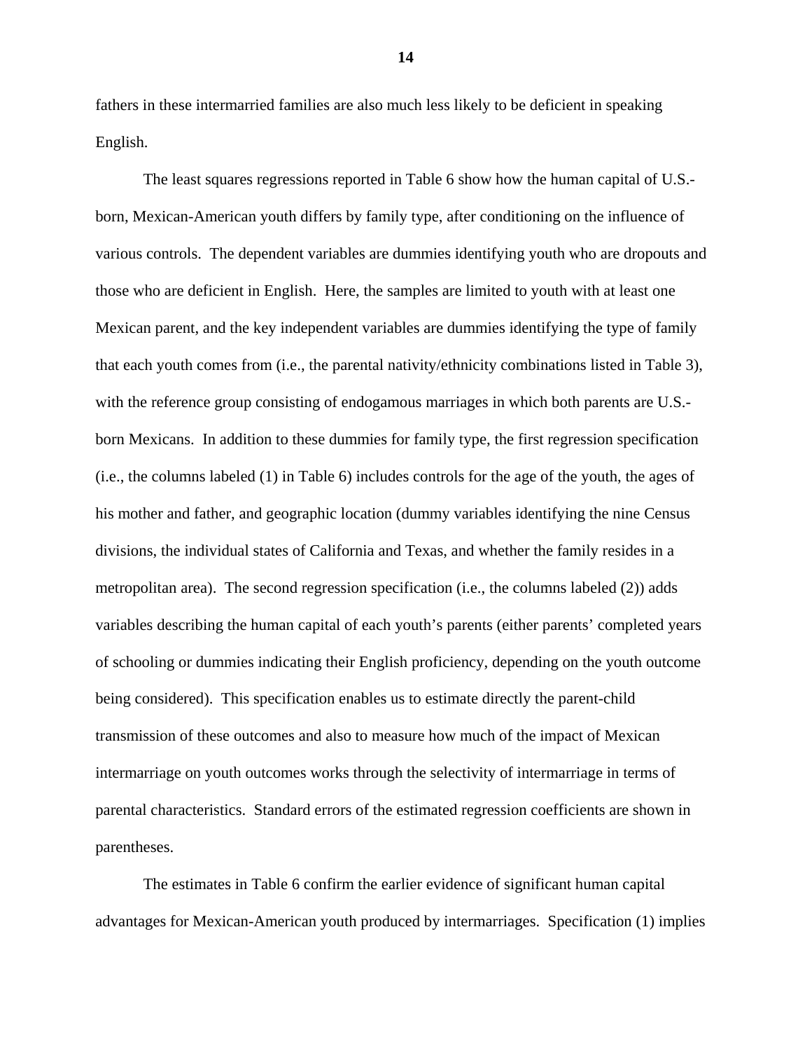fathers in these intermarried families are also much less likely to be deficient in speaking English.

The least squares regressions reported in Table 6 show how the human capital of U.S.-born, Mexican-American youth differs by family type, after conditioning on the influence of various controls. The dependent variables are dummies identifying youth who are dropouts and those who are deficient in English. Here, the samples are limited to youth with at least one Mexican parent, and the key independent variables are dummies identifying the type of family that each youth comes from (i.e., the parental nativity/ethnicity combinations listed in Table 3), with the reference group consisting of endogamous marriages in which both parents are U.S.-born Mexicans. In addition to these dummies for family type, the first regression specification (i.e., the columns labeled (1) in Table 6) includes controls for the age of the youth, the ages of his mother and father, and geographic location (dummy variables identifying the nine Census divisions, the individual states of California and Texas, and whether the family resides in a metropolitan area). The second regression specification (i.e., the columns labeled (2)) adds variables describing the human capital of each youth's parents (either parents' completed years of schooling or dummies indicating their English proficiency, depending on the youth outcome being considered). This specification enables us to estimate directly the parent-child transmission of these outcomes and also to measure how much of the impact of Mexican intermarriage on youth outcomes works through the selectivity of intermarriage in terms of parental characteristics. Standard errors of the estimated regression coefficients are shown in parentheses.

The estimates in Table 6 confirm the earlier evidence of significant human capital advantages for Mexican-American youth produced by intermarriages. Specification (1) implies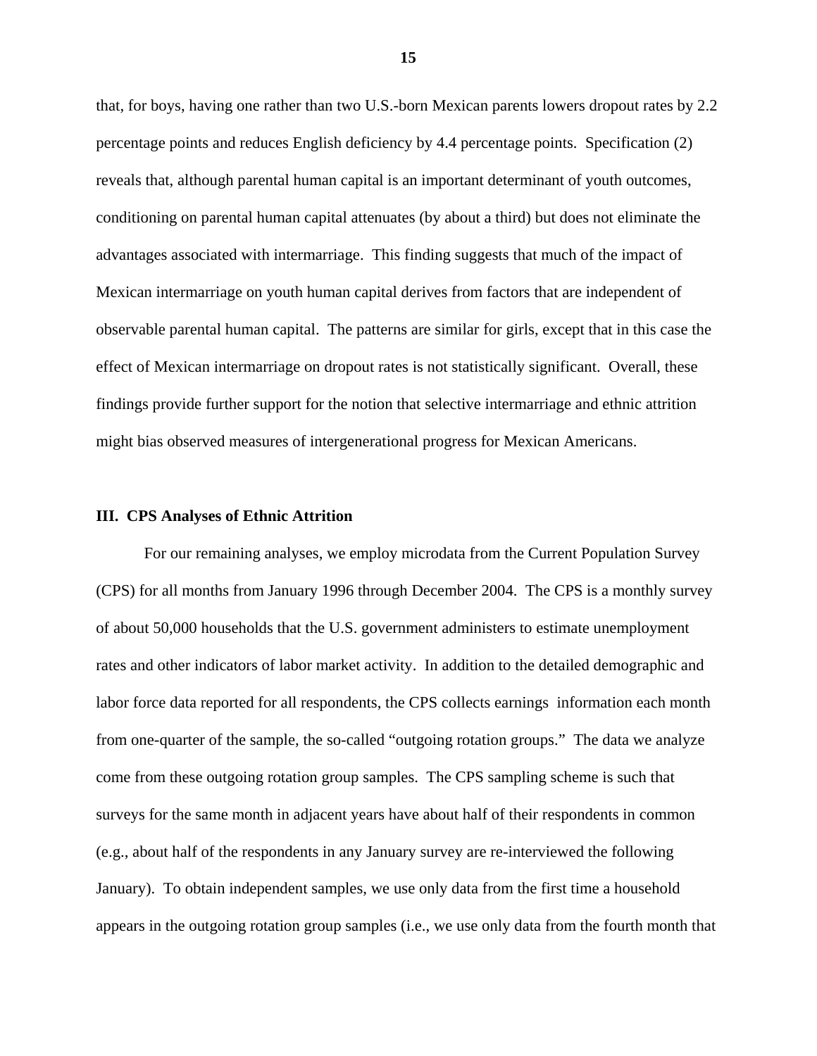that, for boys, having one rather than two U.S.-born Mexican parents lowers dropout rates by 2.2 percentage points and reduces English deficiency by 4.4 percentage points. Specification (2) reveals that, although parental human capital is an important determinant of youth outcomes, conditioning on parental human capital attenuates (by about a third) but does not eliminate the advantages associated with intermarriage. This finding suggests that much of the impact of Mexican intermarriage on youth human capital derives from factors that are independent of observable parental human capital. The patterns are similar for girls, except that in this case the effect of Mexican intermarriage on dropout rates is not statistically significant. Overall, these findings provide further support for the notion that selective intermarriage and ethnic attrition might bias observed measures of intergenerational progress for Mexican Americans.

## III. CPS Analyses of Ethnic Attrition

For our remaining analyses, we employ microdata from the Current Population Survey (CPS) for all months from January 1996 through December 2004. The CPS is a monthly survey of about 50,000 households that the U.S. government administers to estimate unemployment rates and other indicators of labor market activity. In addition to the detailed demographic and labor force data reported for all respondents, the CPS collects earnings information each month from one-quarter of the sample, the so-called "outgoing rotation groups." The data we analyze come from these outgoing rotation group samples. The CPS sampling scheme is such that surveys for the same month in adjacent years have about half of their respondents in common (e.g., about half of the respondents in any January survey are re-interviewed the following January). To obtain independent samples, we use only data from the first time a household appears in the outgoing rotation group samples (i.e., we use only data from the fourth month that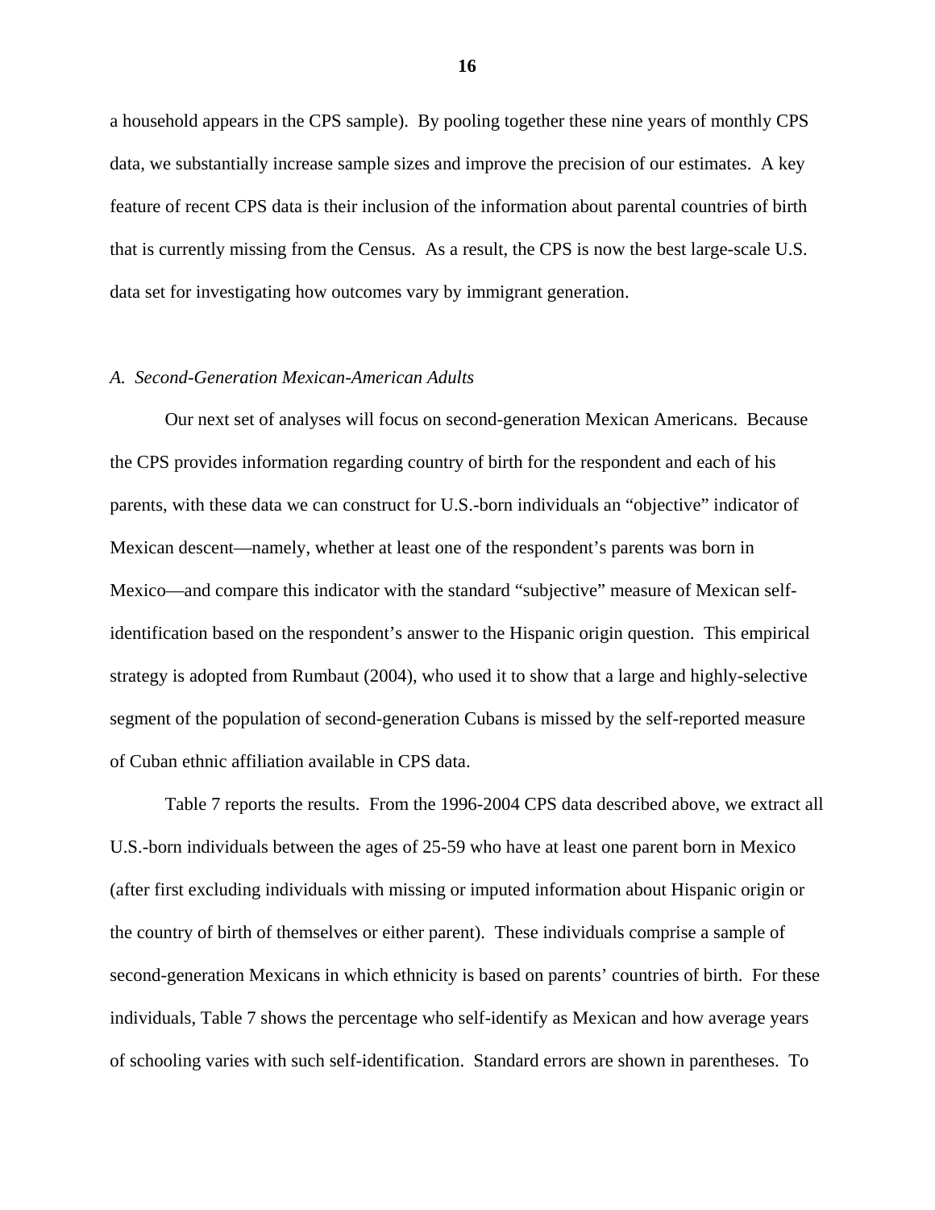a household appears in the CPS sample). By pooling together these nine years of monthly CPS data, we substantially increase sample sizes and improve the precision of our estimates. A key feature of recent CPS data is their inclusion of the information about parental countries of birth that is currently missing from the Census. As a result, the CPS is now the best large-scale U.S. data set for investigating how outcomes vary by immigrant generation.

### *A. Second-Generation Mexican-American Adults*

Our next set of analyses will focus on second-generation Mexican Americans. Because the CPS provides information regarding country of birth for the respondent and each of his parents, with these data we can construct for U.S.-born individuals an "objective" indicator of Mexican descent—namely, whether at least one of the respondent's parents was born in Mexico—and compare this indicator with the standard "subjective" measure of Mexican self-identification based on the respondent's answer to the Hispanic origin question. This empirical strategy is adopted from Rumbaut (2004), who used it to show that a large and highly-selective segment of the population of second-generation Cubans is missed by the self-reported measure of Cuban ethnic affiliation available in CPS data.

Table 7 reports the results. From the 1996-2004 CPS data described above, we extract all U.S.-born individuals between the ages of 25-59 who have at least one parent born in Mexico (after first excluding individuals with missing or imputed information about Hispanic origin or the country of birth of themselves or either parent). These individuals comprise a sample of second-generation Mexicans in which ethnicity is based on parents' countries of birth. For these individuals, Table 7 shows the percentage who self-identify as Mexican and how average years of schooling varies with such self-identification. Standard errors are shown in parentheses. To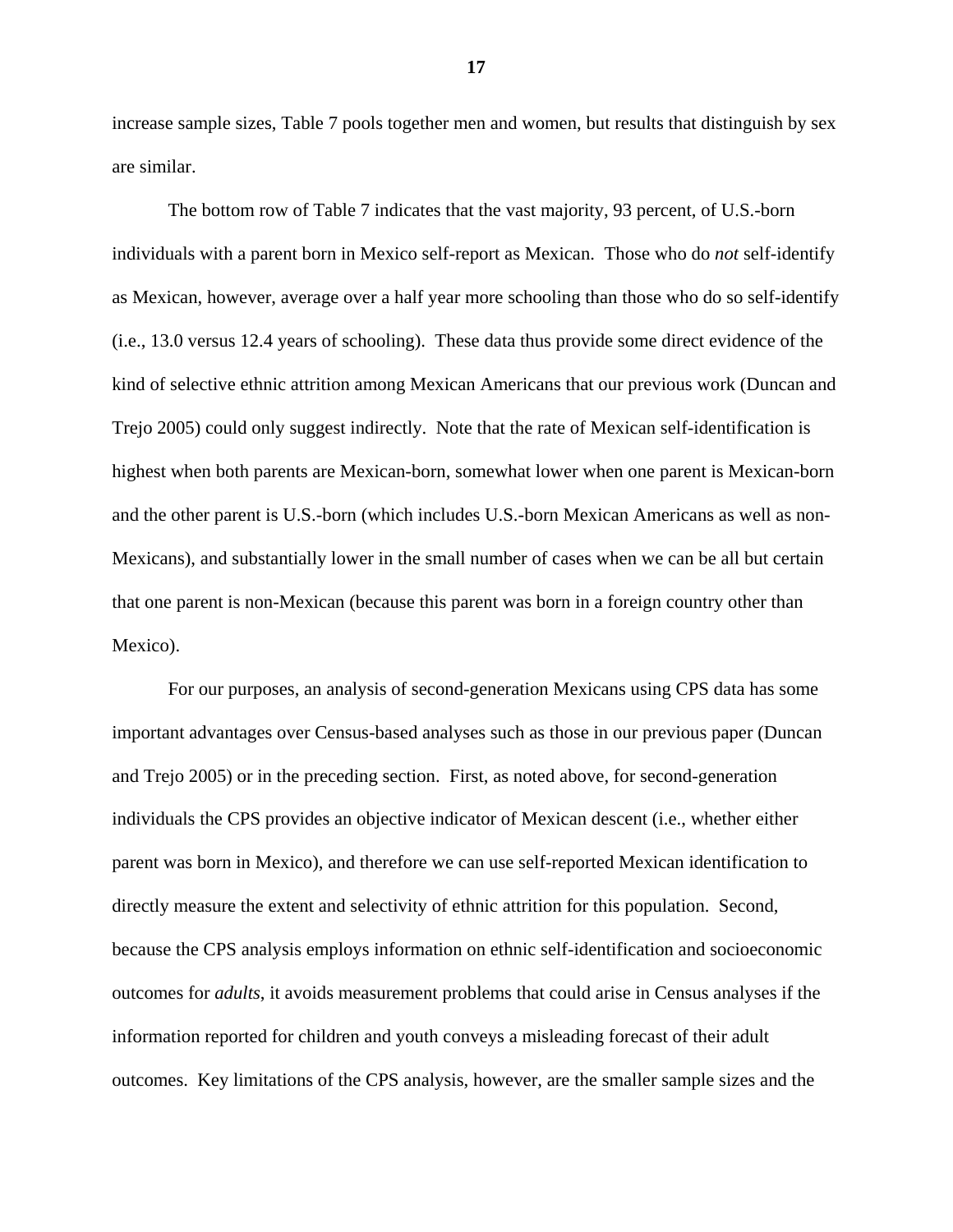increase sample sizes, Table 7 pools together men and women, but results that distinguish by sex are similar.

The bottom row of Table 7 indicates that the vast majority, 93 percent, of U.S.-born individuals with a parent born in Mexico self-report as Mexican. Those who do *not* self-identify as Mexican, however, average over a half year more schooling than those who do so self-identify (i.e., 13.0 versus 12.4 years of schooling). These data thus provide some direct evidence of the kind of selective ethnic attrition among Mexican Americans that our previous work (Duncan and Trejo 2005) could only suggest indirectly. Note that the rate of Mexican self-identification is highest when both parents are Mexican-born, somewhat lower when one parent is Mexican-born and the other parent is U.S.-born (which includes U.S.-born Mexican Americans as well as non-Mexicans), and substantially lower in the small number of cases when we can be all but certain that one parent is non-Mexican (because this parent was born in a foreign country other than Mexico).

For our purposes, an analysis of second-generation Mexicans using CPS data has some important advantages over Census-based analyses such as those in our previous paper (Duncan and Trejo 2005) or in the preceding section. First, as noted above, for second-generation individuals the CPS provides an objective indicator of Mexican descent (i.e., whether either parent was born in Mexico), and therefore we can use self-reported Mexican identification to directly measure the extent and selectivity of ethnic attrition for this population. Second, because the CPS analysis employs information on ethnic self-identification and socioeconomic outcomes for *adults*, it avoids measurement problems that could arise in Census analyses if the information reported for children and youth conveys a misleading forecast of their adult outcomes. Key limitations of the CPS analysis, however, are the smaller sample sizes and the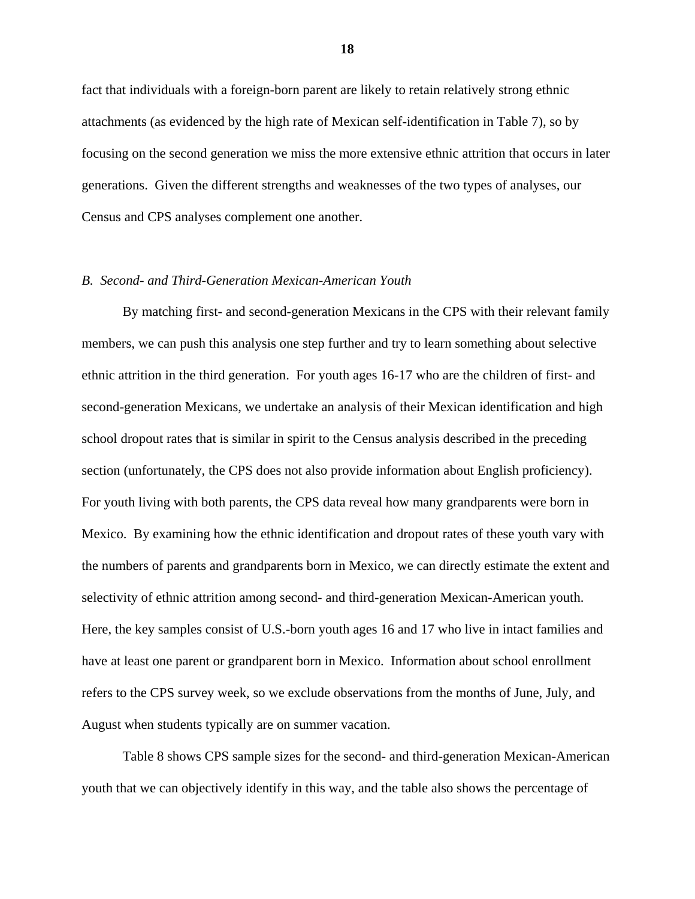fact that individuals with a foreign-born parent are likely to retain relatively strong ethnic attachments (as evidenced by the high rate of Mexican self-identification in Table 7), so by focusing on the second generation we miss the more extensive ethnic attrition that occurs in later generations. Given the different strengths and weaknesses of the two types of analyses, our Census and CPS analyses complement one another.

### *B. Second- and Third-Generation Mexican-American Youth*

By matching first- and second-generation Mexicans in the CPS with their relevant family members, we can push this analysis one step further and try to learn something about selective ethnic attrition in the third generation. For youth ages 16-17 who are the children of first- and second-generation Mexicans, we undertake an analysis of their Mexican identification and high school dropout rates that is similar in spirit to the Census analysis described in the preceding section (unfortunately, the CPS does not also provide information about English proficiency). For youth living with both parents, the CPS data reveal how many grandparents were born in Mexico. By examining how the ethnic identification and dropout rates of these youth vary with the numbers of parents and grandparents born in Mexico, we can directly estimate the extent and selectivity of ethnic attrition among second- and third-generation Mexican-American youth. Here, the key samples consist of U.S.-born youth ages 16 and 17 who live in intact families and have at least one parent or grandparent born in Mexico. Information about school enrollment refers to the CPS survey week, so we exclude observations from the months of June, July, and August when students typically are on summer vacation.

Table 8 shows CPS sample sizes for the second- and third-generation Mexican-American youth that we can objectively identify in this way, and the table also shows the percentage of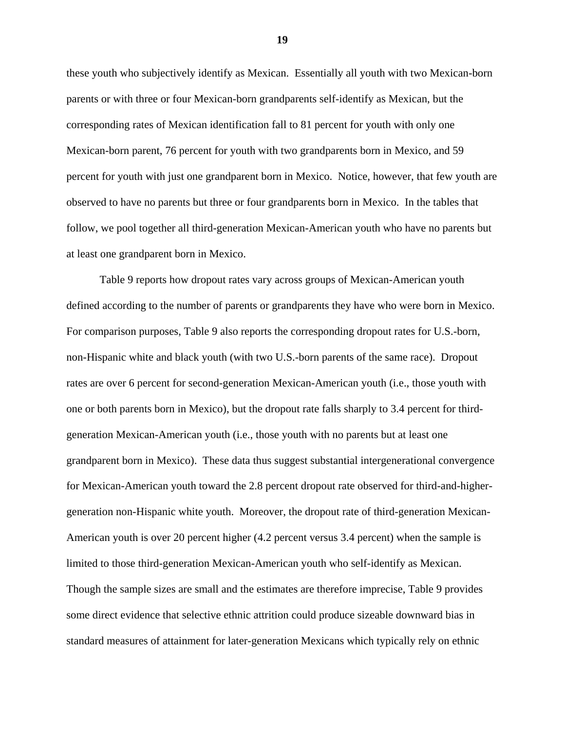these youth who subjectively identify as Mexican. Essentially all youth with two Mexican-born parents or with three or four Mexican-born grandparents self-identify as Mexican, but the corresponding rates of Mexican identification fall to 81 percent for youth with only one Mexican-born parent, 76 percent for youth with two grandparents born in Mexico, and 59 percent for youth with just one grandparent born in Mexico. Notice, however, that few youth are observed to have no parents but three or four grandparents born in Mexico. In the tables that follow, we pool together all third-generation Mexican-American youth who have no parents but at least one grandparent born in Mexico.

Table 9 reports how dropout rates vary across groups of Mexican-American youth defined according to the number of parents or grandparents they have who were born in Mexico. For comparison purposes, Table 9 also reports the corresponding dropout rates for U.S.-born, non-Hispanic white and black youth (with two U.S.-born parents of the same race). Dropout rates are over 6 percent for second-generation Mexican-American youth (i.e., those youth with one or both parents born in Mexico), but the dropout rate falls sharply to 3.4 percent for third-generation Mexican-American youth (i.e., those youth with no parents but at least one grandparent born in Mexico). These data thus suggest substantial intergenerational convergence for Mexican-American youth toward the 2.8 percent dropout rate observed for third-and-higher-generation non-Hispanic white youth. Moreover, the dropout rate of third-generation Mexican-American youth is over 20 percent higher (4.2 percent versus 3.4 percent) when the sample is limited to those third-generation Mexican-American youth who self-identify as Mexican. Though the sample sizes are small and the estimates are therefore imprecise, Table 9 provides some direct evidence that selective ethnic attrition could produce sizeable downward bias in standard measures of attainment for later-generation Mexicans which typically rely on ethnic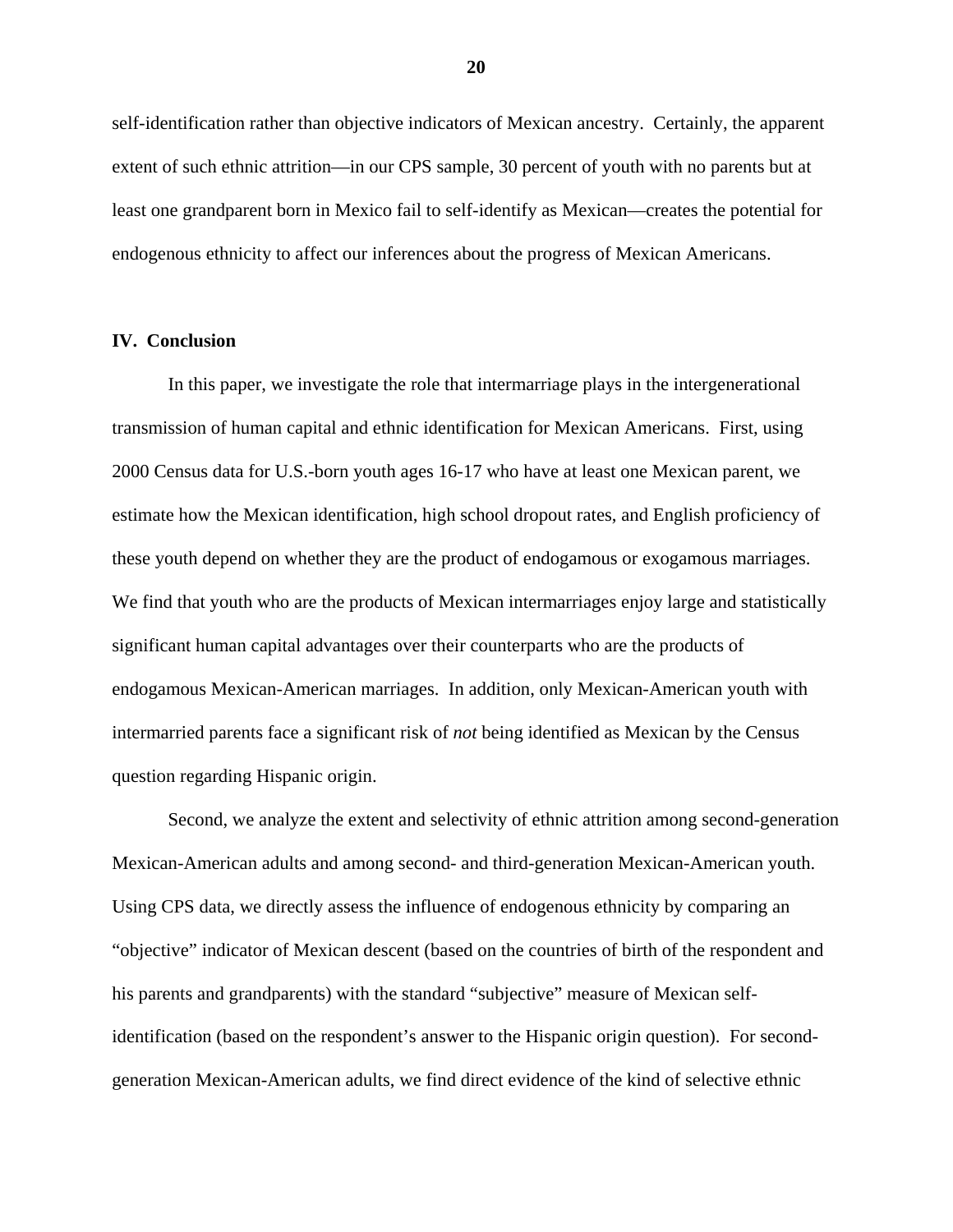self-identification rather than objective indicators of Mexican ancestry. Certainly, the apparent extent of such ethnic attrition—in our CPS sample, 30 percent of youth with no parents but at least one grandparent born in Mexico fail to self-identify as Mexican—creates the potential for endogenous ethnicity to affect our inferences about the progress of Mexican Americans.

## IV. Conclusion

In this paper, we investigate the role that intermarriage plays in the intergenerational transmission of human capital and ethnic identification for Mexican Americans. First, using 2000 Census data for U.S.-born youth ages 16-17 who have at least one Mexican parent, we estimate how the Mexican identification, high school dropout rates, and English proficiency of these youth depend on whether they are the product of endogamous or exogamous marriages. We find that youth who are the products of Mexican intermarriages enjoy large and statistically significant human capital advantages over their counterparts who are the products of endogamous Mexican-American marriages. In addition, only Mexican-American youth with intermarried parents face a significant risk of *not* being identified as Mexican by the Census question regarding Hispanic origin.

Second, we analyze the extent and selectivity of ethnic attrition among second-generation Mexican-American adults and among second- and third-generation Mexican-American youth. Using CPS data, we directly assess the influence of endogenous ethnicity by comparing an "objective" indicator of Mexican descent (based on the countries of birth of the respondent and his parents and grandparents) with the standard "subjective" measure of Mexican self-identification (based on the respondent's answer to the Hispanic origin question). For second-generation Mexican-American adults, we find direct evidence of the kind of selective ethnic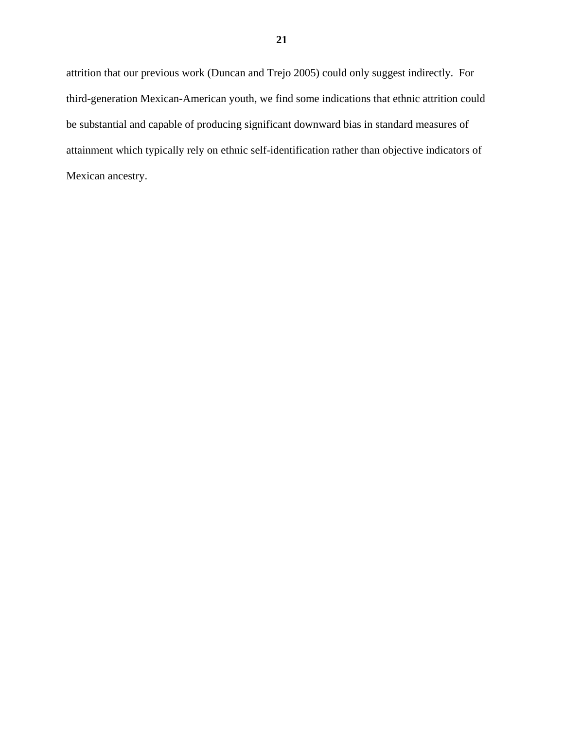attrition that our previous work (Duncan and Trejo 2005) could only suggest indirectly. For third-generation Mexican-American youth, we find some indications that ethnic attrition could be substantial and capable of producing significant downward bias in standard measures of attainment which typically rely on ethnic self-identification rather than objective indicators of Mexican ancestry.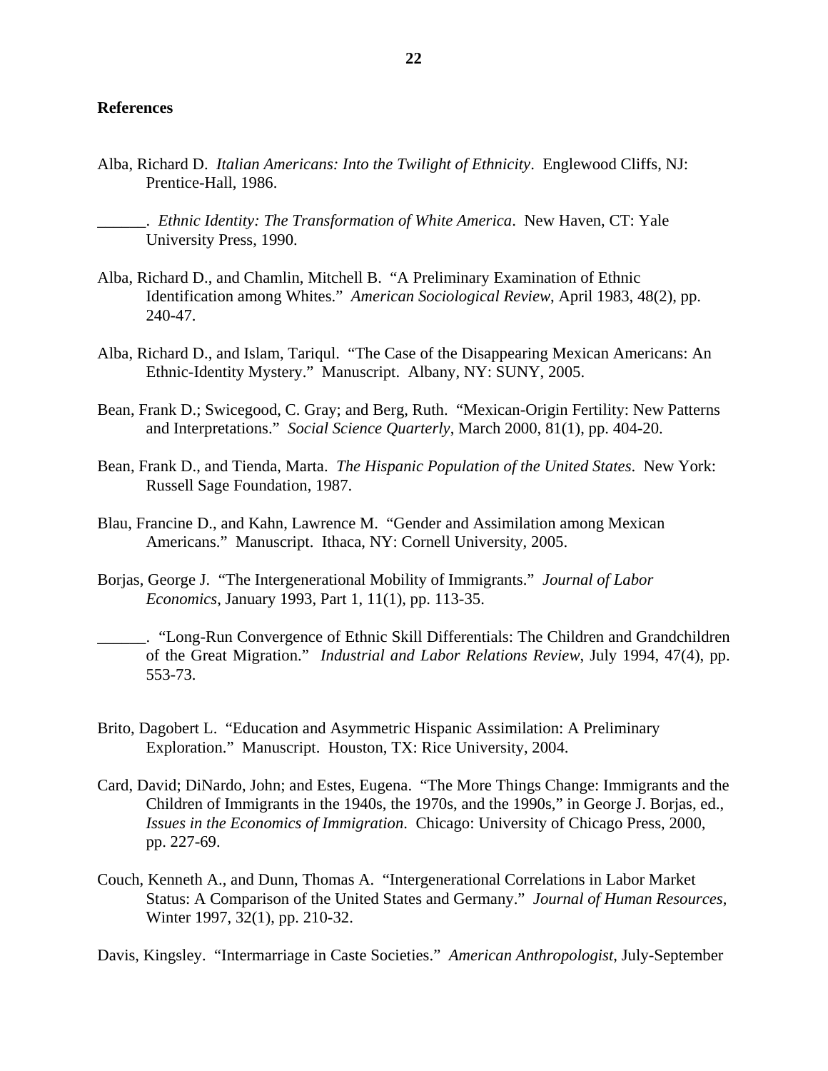**References**

Alba, Richard D. *Italian Americans: Into the Twilight of Ethnicity*. Englewood Cliffs, NJ: Prentice-Hall, 1986.

______. *Ethnic Identity: The Transformation of White America*. New Haven, CT: Yale University Press, 1990.

Alba, Richard D., and Chamlin, Mitchell B. "A Preliminary Examination of Ethnic Identification among Whites." *American Sociological Review*, April 1983, 48(2), pp. 240-47.

Alba, Richard D., and Islam, Tariqul. "The Case of the Disappearing Mexican Americans: An Ethnic-Identity Mystery." Manuscript. Albany, NY: SUNY, 2005.

Bean, Frank D.; Swicegood, C. Gray; and Berg, Ruth. "Mexican-Origin Fertility: New Patterns and Interpretations." *Social Science Quarterly*, March 2000, 81(1), pp. 404-20.

Bean, Frank D., and Tienda, Marta. *The Hispanic Population of the United States*. New York: Russell Sage Foundation, 1987.

Blau, Francine D., and Kahn, Lawrence M. "Gender and Assimilation among Mexican Americans." Manuscript. Ithaca, NY: Cornell University, 2005.

Borjas, George J. "The Intergenerational Mobility of Immigrants." *Journal of Labor Economics*, January 1993, Part 1, 11(1), pp. 113-35.

______. "Long-Run Convergence of Ethnic Skill Differentials: The Children and Grandchildren of the Great Migration." *Industrial and Labor Relations Review*, July 1994, 47(4), pp. 553-73.

Brito, Dagobert L. "Education and Asymmetric Hispanic Assimilation: A Preliminary Exploration." Manuscript. Houston, TX: Rice University, 2004.

Card, David; DiNardo, John; and Estes, Eugena. "The More Things Change: Immigrants and the Children of Immigrants in the 1940s, the 1970s, and the 1990s," in George J. Borjas, ed., *Issues in the Economics of Immigration*. Chicago: University of Chicago Press, 2000, pp. 227-69.

Couch, Kenneth A., and Dunn, Thomas A. "Intergenerational Correlations in Labor Market Status: A Comparison of the United States and Germany." *Journal of Human Resources*, Winter 1997, 32(1), pp. 210-32.

Davis, Kingsley. "Intermarriage in Caste Societies." *American Anthropologist*, July-September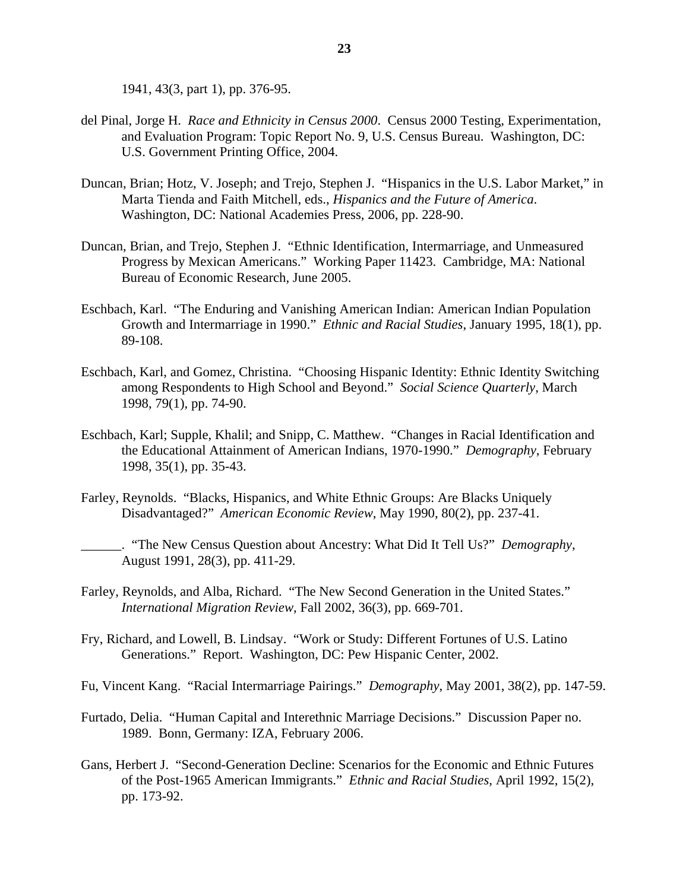1941, 43(3, part 1), pp. 376-95.

del Pinal, Jorge H. *Race and Ethnicity in Census 2000*. Census 2000 Testing, Experimentation, and Evaluation Program: Topic Report No. 9, U.S. Census Bureau. Washington, DC: U.S. Government Printing Office, 2004.

Duncan, Brian; Hotz, V. Joseph; and Trejo, Stephen J. "Hispanics in the U.S. Labor Market," in Marta Tienda and Faith Mitchell, eds., *Hispanics and the Future of America*. Washington, DC: National Academies Press, 2006, pp. 228-90.

Duncan, Brian, and Trejo, Stephen J. "Ethnic Identification, Intermarriage, and Unmeasured Progress by Mexican Americans." Working Paper 11423. Cambridge, MA: National Bureau of Economic Research, June 2005.

Eschbach, Karl. "The Enduring and Vanishing American Indian: American Indian Population Growth and Intermarriage in 1990." *Ethnic and Racial Studies*, January 1995, 18(1), pp. 89-108.

Eschbach, Karl, and Gomez, Christina. "Choosing Hispanic Identity: Ethnic Identity Switching among Respondents to High School and Beyond." *Social Science Quarterly*, March 1998, 79(1), pp. 74-90.

Eschbach, Karl; Supple, Khalil; and Snipp, C. Matthew. "Changes in Racial Identification and the Educational Attainment of American Indians, 1970-1990." *Demography*, February 1998, 35(1), pp. 35-43.

Farley, Reynolds. "Blacks, Hispanics, and White Ethnic Groups: Are Blacks Uniquely Disadvantaged?" *American Economic Review*, May 1990, 80(2), pp. 237-41.

______. "The New Census Question about Ancestry: What Did It Tell Us?" *Demography*, August 1991, 28(3), pp. 411-29.

Farley, Reynolds, and Alba, Richard. "The New Second Generation in the United States." *International Migration Review*, Fall 2002, 36(3), pp. 669-701.

Fry, Richard, and Lowell, B. Lindsay. "Work or Study: Different Fortunes of U.S. Latino Generations." Report. Washington, DC: Pew Hispanic Center, 2002.

Fu, Vincent Kang. "Racial Intermarriage Pairings." *Demography*, May 2001, 38(2), pp. 147-59.

Furtado, Delia. "Human Capital and Interethnic Marriage Decisions." Discussion Paper no. 1989. Bonn, Germany: IZA, February 2006.

Gans, Herbert J. "Second-Generation Decline: Scenarios for the Economic and Ethnic Futures of the Post-1965 American Immigrants." *Ethnic and Racial Studies*, April 1992, 15(2), pp. 173-92.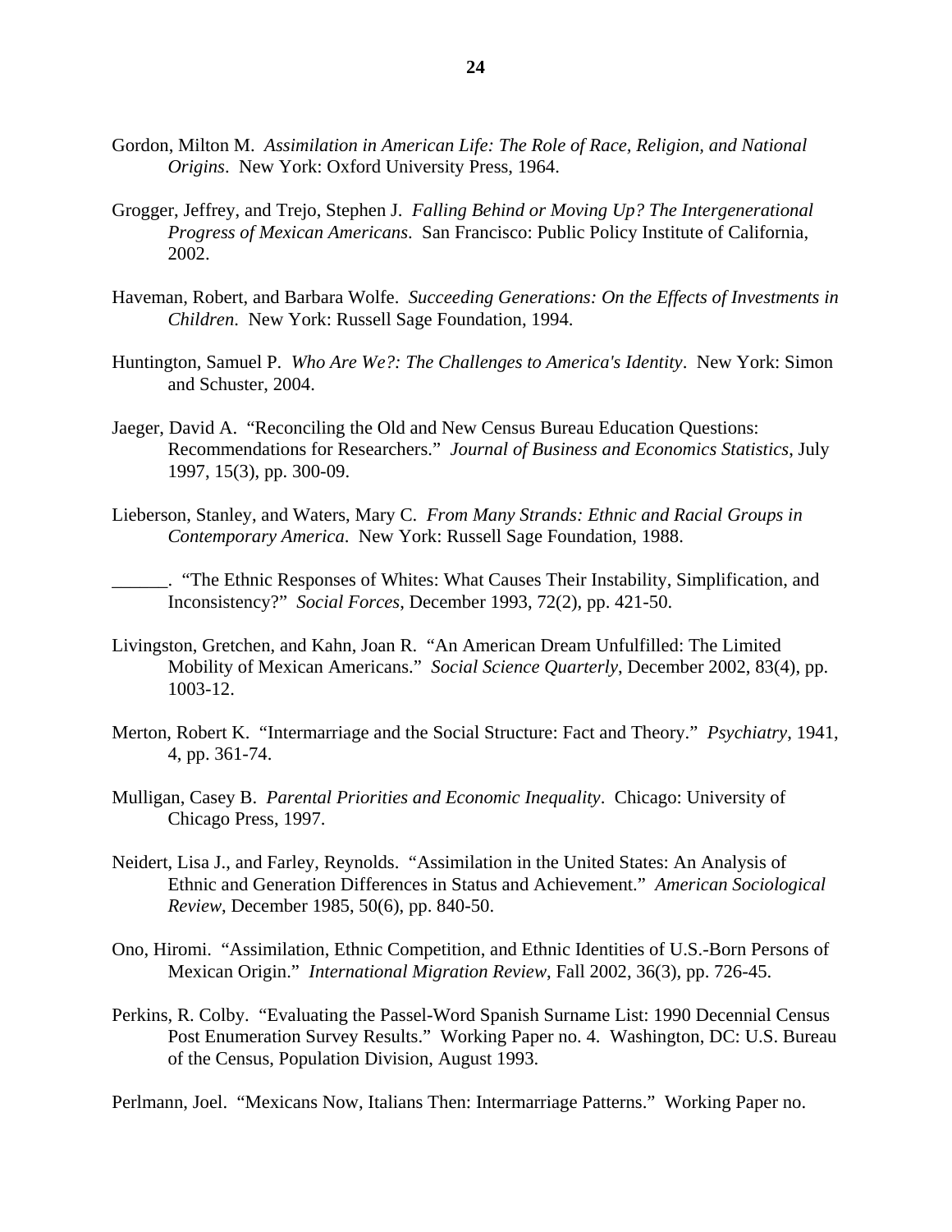Gordon, Milton M. *Assimilation in American Life: The Role of Race, Religion, and National Origins*. New York: Oxford University Press, 1964.

Grogger, Jeffrey, and Trejo, Stephen J. *Falling Behind or Moving Up? The Intergenerational Progress of Mexican Americans*. San Francisco: Public Policy Institute of California, 2002.

Haveman, Robert, and Barbara Wolfe. *Succeeding Generations: On the Effects of Investments in Children*. New York: Russell Sage Foundation, 1994.

Huntington, Samuel P. *Who Are We?: The Challenges to America's Identity*. New York: Simon and Schuster, 2004.

Jaeger, David A. "Reconciling the Old and New Census Bureau Education Questions: Recommendations for Researchers." *Journal of Business and Economics Statistics*, July 1997, 15(3), pp. 300-09.

Lieberson, Stanley, and Waters, Mary C. *From Many Strands: Ethnic and Racial Groups in Contemporary America*. New York: Russell Sage Foundation, 1988.

______. "The Ethnic Responses of Whites: What Causes Their Instability, Simplification, and Inconsistency?" *Social Forces*, December 1993, 72(2), pp. 421-50.

Livingston, Gretchen, and Kahn, Joan R. "An American Dream Unfulfilled: The Limited Mobility of Mexican Americans." *Social Science Quarterly*, December 2002, 83(4), pp. 1003-12.

Merton, Robert K. "Intermarriage and the Social Structure: Fact and Theory." *Psychiatry*, 1941, 4, pp. 361-74.

Mulligan, Casey B. *Parental Priorities and Economic Inequality*. Chicago: University of Chicago Press, 1997.

Neidert, Lisa J., and Farley, Reynolds. "Assimilation in the United States: An Analysis of Ethnic and Generation Differences in Status and Achievement." *American Sociological Review*, December 1985, 50(6), pp. 840-50.

Ono, Hiromi. "Assimilation, Ethnic Competition, and Ethnic Identities of U.S.-Born Persons of Mexican Origin." *International Migration Review*, Fall 2002, 36(3), pp. 726-45.

Perkins, R. Colby. "Evaluating the Passel-Word Spanish Surname List: 1990 Decennial Census Post Enumeration Survey Results." Working Paper no. 4. Washington, DC: U.S. Bureau of the Census, Population Division, August 1993.

Perlmann, Joel. "Mexicans Now, Italians Then: Intermarriage Patterns." Working Paper no.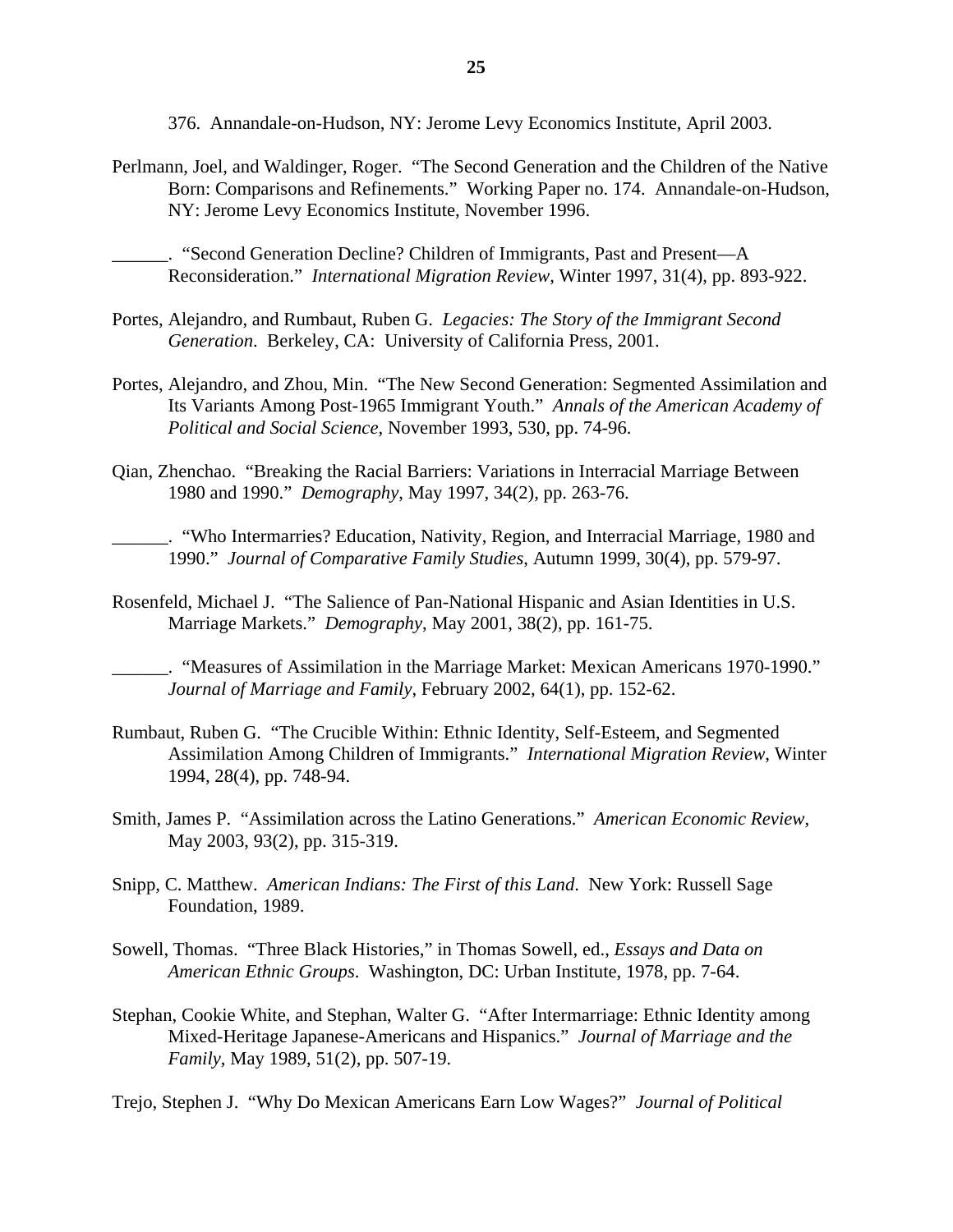376. Annandale-on-Hudson, NY: Jerome Levy Economics Institute, April 2003.

Perlmann, Joel, and Waldinger, Roger. "The Second Generation and the Children of the Native Born: Comparisons and Refinements." Working Paper no. 174. Annandale-on-Hudson, NY: Jerome Levy Economics Institute, November 1996.

______. "Second Generation Decline? Children of Immigrants, Past and Present—A Reconsideration." *International Migration Review*, Winter 1997, 31(4), pp. 893-922.

Portes, Alejandro, and Rumbaut, Ruben G. *Legacies: The Story of the Immigrant Second Generation*. Berkeley, CA: University of California Press, 2001.

Portes, Alejandro, and Zhou, Min. "The New Second Generation: Segmented Assimilation and Its Variants Among Post-1965 Immigrant Youth." *Annals of the American Academy of Political and Social Science*, November 1993, 530, pp. 74-96.

Qian, Zhenchao. "Breaking the Racial Barriers: Variations in Interracial Marriage Between 1980 and 1990." *Demography*, May 1997, 34(2), pp. 263-76.

______. "Who Intermarries? Education, Nativity, Region, and Interracial Marriage, 1980 and 1990." *Journal of Comparative Family Studies*, Autumn 1999, 30(4), pp. 579-97.

Rosenfeld, Michael J. "The Salience of Pan-National Hispanic and Asian Identities in U.S. Marriage Markets." *Demography*, May 2001, 38(2), pp. 161-75.

______. "Measures of Assimilation in the Marriage Market: Mexican Americans 1970-1990." *Journal of Marriage and Family*, February 2002, 64(1), pp. 152-62.

Rumbaut, Ruben G. "The Crucible Within: Ethnic Identity, Self-Esteem, and Segmented Assimilation Among Children of Immigrants." *International Migration Review*, Winter 1994, 28(4), pp. 748-94.

Smith, James P. "Assimilation across the Latino Generations." *American Economic Review*, May 2003, 93(2), pp. 315-319.

Snipp, C. Matthew. *American Indians: The First of this Land*. New York: Russell Sage Foundation, 1989.

Sowell, Thomas. "Three Black Histories," in Thomas Sowell, ed., *Essays and Data on American Ethnic Groups*. Washington, DC: Urban Institute, 1978, pp. 7-64.

Stephan, Cookie White, and Stephan, Walter G. "After Intermarriage: Ethnic Identity among Mixed-Heritage Japanese-Americans and Hispanics." *Journal of Marriage and the Family*, May 1989, 51(2), pp. 507-19.

Trejo, Stephen J. "Why Do Mexican Americans Earn Low Wages?" *Journal of Political*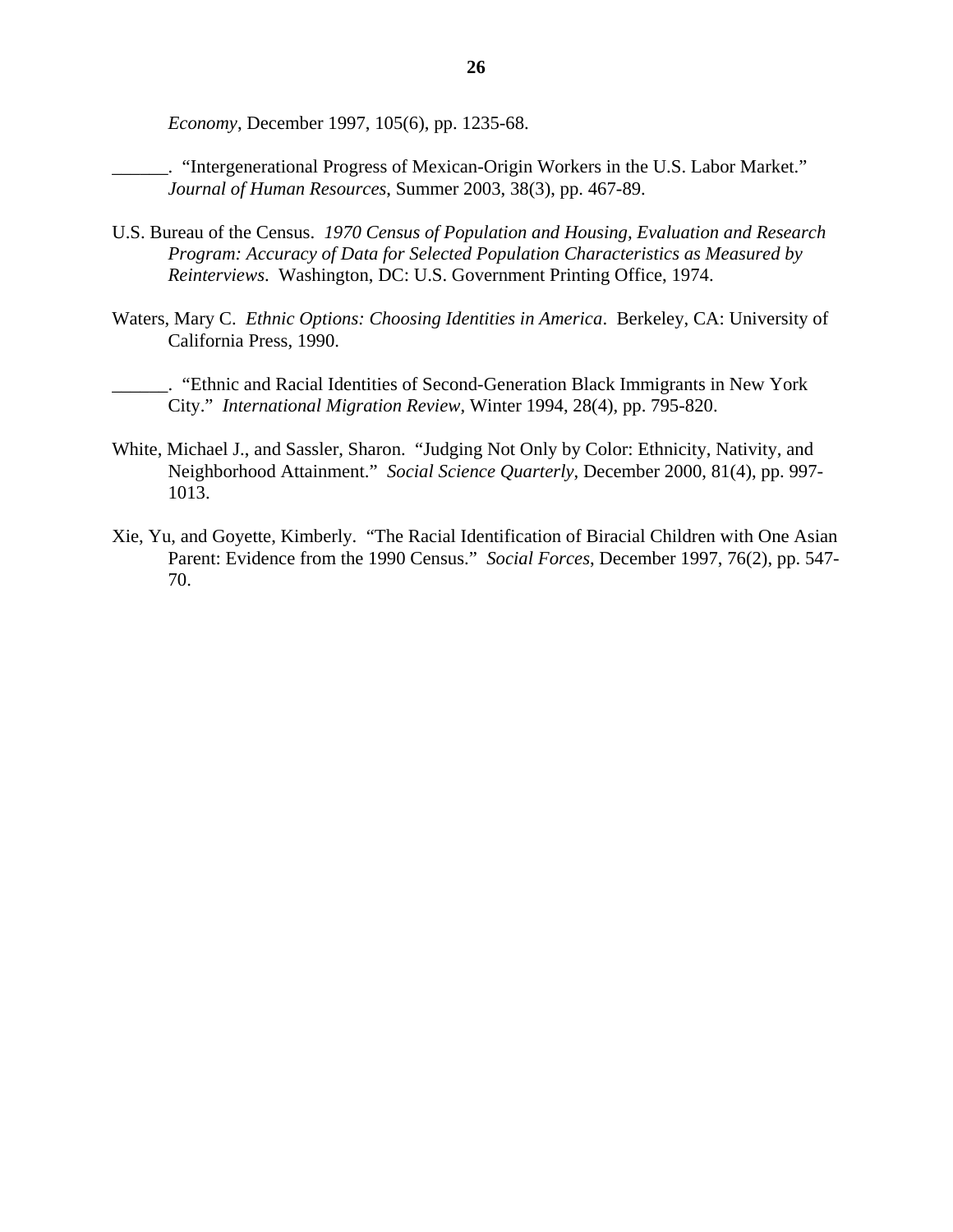*Economy*, December 1997, 105(6), pp. 1235-68.

______. "Intergenerational Progress of Mexican-Origin Workers in the U.S. Labor Market." *Journal of Human Resources*, Summer 2003, 38(3), pp. 467-89.

U.S. Bureau of the Census. *1970 Census of Population and Housing, Evaluation and Research Program: Accuracy of Data for Selected Population Characteristics as Measured by Reinterviews*. Washington, DC: U.S. Government Printing Office, 1974.

Waters, Mary C. *Ethnic Options: Choosing Identities in America*. Berkeley, CA: University of California Press, 1990.

______. "Ethnic and Racial Identities of Second-Generation Black Immigrants in New York City." *International Migration Review*, Winter 1994, 28(4), pp. 795-820.

White, Michael J., and Sassler, Sharon. "Judging Not Only by Color: Ethnicity, Nativity, and Neighborhood Attainment." *Social Science Quarterly*, December 2000, 81(4), pp. 997-1013.

Xie, Yu, and Goyette, Kimberly. "The Racial Identification of Biracial Children with One Asian Parent: Evidence from the 1990 Census." *Social Forces*, December 1997, 76(2), pp. 547-70.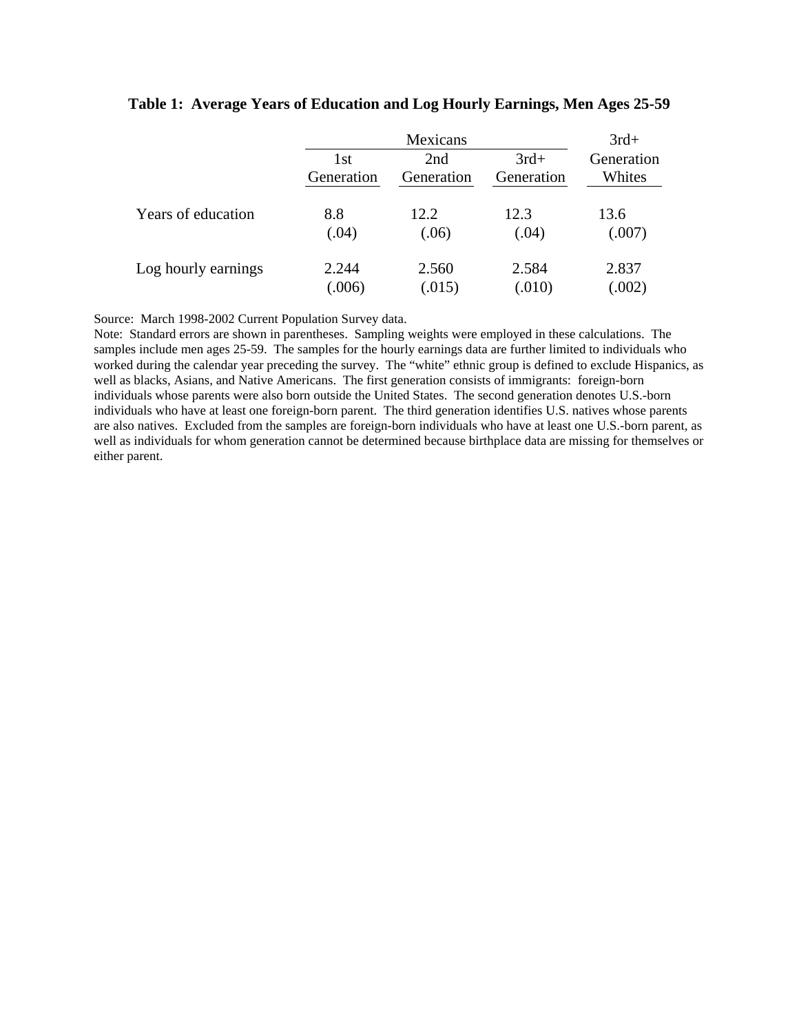**Table 1: Average Years of Education and Log Hourly Earnings, Men Ages 25-59**

| | Mexicans | | | 3rd+ |
|---|---|---|---|---|
| | 1st Generation | 2nd Generation | 3rd+ Generation | Generation Whites |
| Years of education | 8.8 | 12.2 | 12.3 | 13.6 |
| | (.04) | (.06) | (.04) | (.007) |
| Log hourly earnings | 2.244 | 2.560 | 2.584 | 2.837 |
| | (.006) | (.015) | (.010) | (.002) |

Source: March 1998-2002 Current Population Survey data.

Note: Standard errors are shown in parentheses. Sampling weights were employed in these calculations. The samples include men ages 25-59. The samples for the hourly earnings data are further limited to individuals who worked during the calendar year preceding the survey. The "white" ethnic group is defined to exclude Hispanics, as well as blacks, Asians, and Native Americans. The first generation consists of immigrants: foreign-born individuals whose parents were also born outside the United States. The second generation denotes U.S.-born individuals who have at least one foreign-born parent. The third generation identifies U.S. natives whose parents are also natives. Excluded from the samples are foreign-born individuals who have at least one U.S.-born parent, as well as individuals for whom generation cannot be determined because birthplace data are missing for themselves or either parent.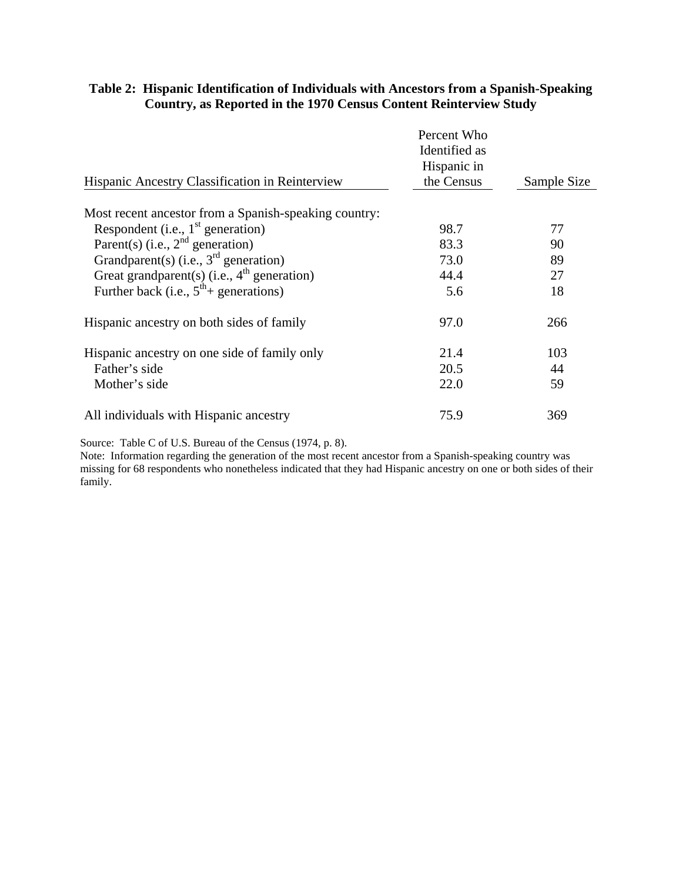**Table 2: Hispanic Identification of Individuals with Ancestors from a Spanish-Speaking Country, as Reported in the 1970 Census Content Reinterview Study**

| Hispanic Ancestry Classification in Reinterview | Percent Who Identified as Hispanic in the Census | Sample Size |
|---|---|---|
| Most recent ancestor from a Spanish-speaking country: | | |
| Respondent (i.e., 1st generation) | 98.7 | 77 |
| Parent(s) (i.e., 2nd generation) | 83.3 | 90 |
| Grandparent(s) (i.e., 3rd generation) | 73.0 | 89 |
| Great grandparent(s) (i.e., 4th generation) | 44.4 | 27 |
| Further back (i.e., 5th+ generations) | 5.6 | 18 |
| Hispanic ancestry on both sides of family | 97.0 | 266 |
| Hispanic ancestry on one side of family only | 21.4 | 103 |
| Father's side | 20.5 | 44 |
| Mother's side | 22.0 | 59 |
| All individuals with Hispanic ancestry | 75.9 | 369 |

Source: Table C of U.S. Bureau of the Census (1974, p. 8).
Note: Information regarding the generation of the most recent ancestor from a Spanish-speaking country was missing for 68 respondents who nonetheless indicated that they had Hispanic ancestry on one or both sides of their family.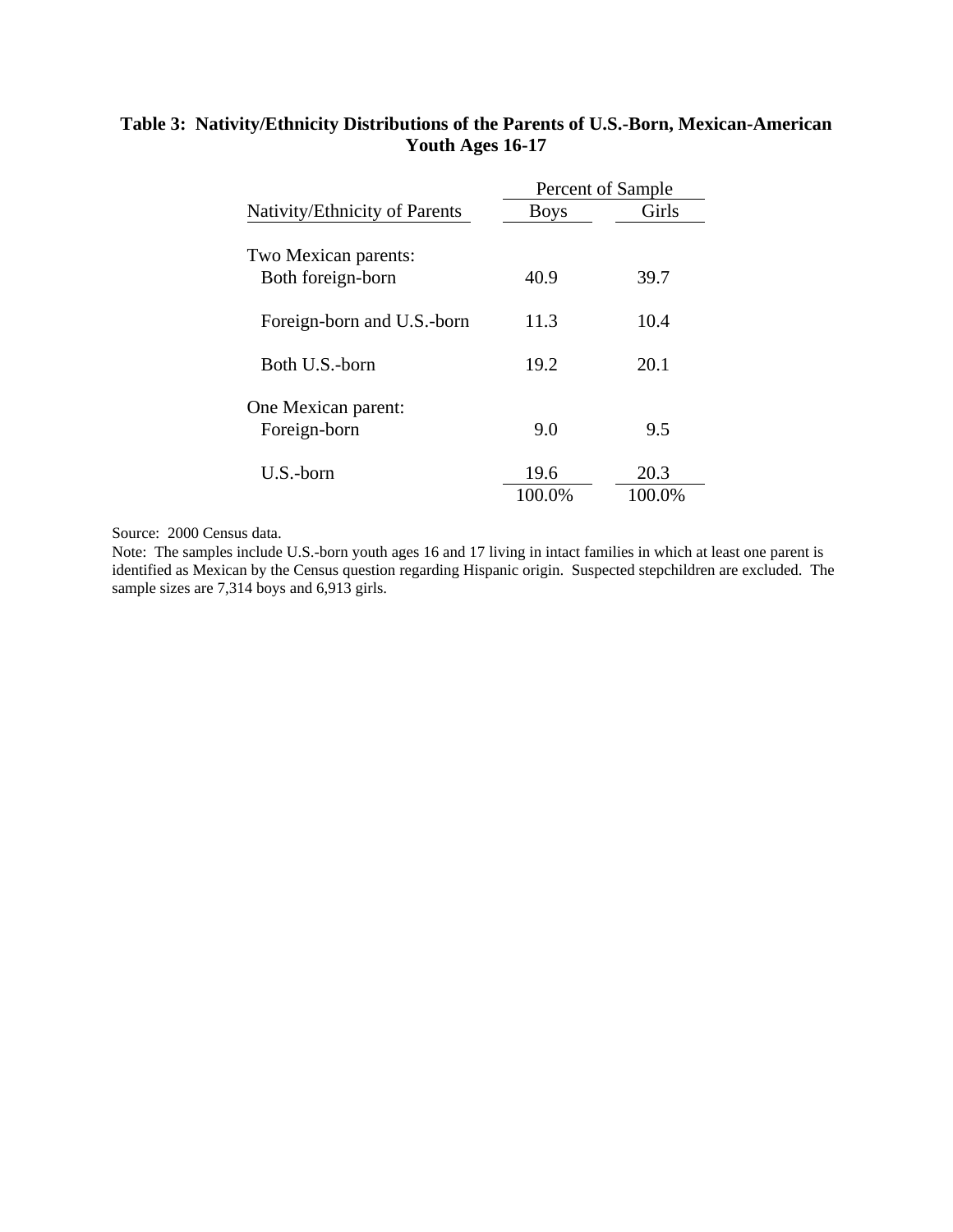**Table 3: Nativity/Ethnicity Distributions of the Parents of U.S.-Born, Mexican-American Youth Ages 16-17**

| Nativity/Ethnicity of Parents | Percent of Sample | |
|---|---|---|
| | Boys | Girls |
| Two Mexican parents: | | |
| Both foreign-born | 40.9 | 39.7 |
| Foreign-born and U.S.-born | 11.3 | 10.4 |
| Both U.S.-born | 19.2 | 20.1 |
| One Mexican parent: | | |
| Foreign-born | 9.0 | 9.5 |
| U.S.-born | 19.6 | 20.3 |
| | 100.0% | 100.0% |

Source: 2000 Census data.

Note: The samples include U.S.-born youth ages 16 and 17 living in intact families in which at least one parent is identified as Mexican by the Census question regarding Hispanic origin. Suspected stepchildren are excluded. The sample sizes are 7,314 boys and 6,913 girls.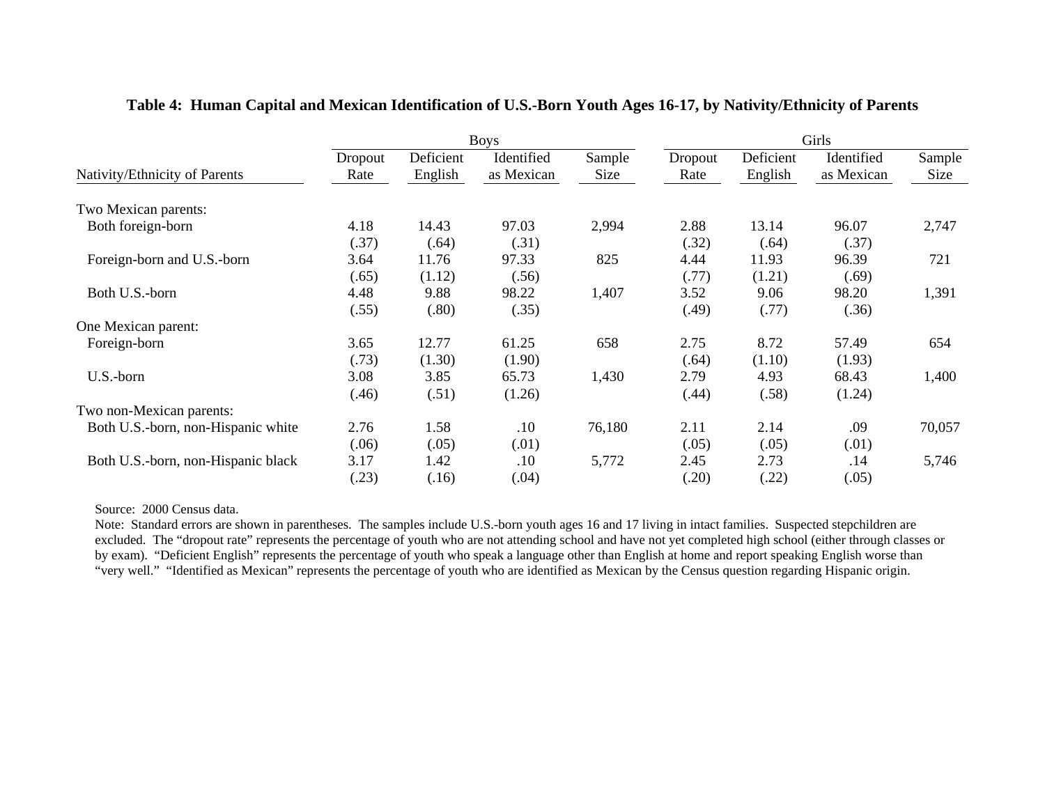**Table 4: Human Capital and Mexican Identification of U.S.-Born Youth Ages 16-17, by Nativity/Ethnicity of Parents**

| | Boys | | | | Girls | | | |
|---|---|---|---|---|---|---|---|---|
| Nativity/Ethnicity of Parents | Dropout Rate | Deficient English | Identified as Mexican | Sample Size | Dropout Rate | Deficient English | Identified as Mexican | Sample Size |
| Two Mexican parents: | | | | | | | | |
| Both foreign-born | 4.18 | 14.43 | 97.03 | 2,994 | 2.88 | 13.14 | 96.07 | 2,747 |
| | (.37) | (.64) | (.31) | | (.32) | (.64) | (.37) | |
| Foreign-born and U.S.-born | 3.64 | 11.76 | 97.33 | 825 | 4.44 | 11.93 | 96.39 | 721 |
| | (.65) | (1.12) | (.56) | | (.77) | (1.21) | (.69) | |
| Both U.S.-born | 4.48 | 9.88 | 98.22 | 1,407 | 3.52 | 9.06 | 98.20 | 1,391 |
| | (.55) | (.80) | (.35) | | (.49) | (.77) | (.36) | |
| One Mexican parent: | | | | | | | | |
| Foreign-born | 3.65 | 12.77 | 61.25 | 658 | 2.75 | 8.72 | 57.49 | 654 |
| | (.73) | (1.30) | (1.90) | | (.64) | (1.10) | (1.93) | |
| U.S.-born | 3.08 | 3.85 | 65.73 | 1,430 | 2.79 | 4.93 | 68.43 | 1,400 |
| | (.46) | (.51) | (1.26) | | (.44) | (.58) | (1.24) | |
| Two non-Mexican parents: | | | | | | | | |
| Both U.S.-born, non-Hispanic white | 2.76 | 1.58 | .10 | 76,180 | 2.11 | 2.14 | .09 | 70,057 |
| | (.06) | (.05) | (.01) | | (.05) | (.05) | (.01) | |
| Both U.S.-born, non-Hispanic black | 3.17 | 1.42 | .10 | 5,772 | 2.45 | 2.73 | .14 | 5,746 |
| | (.23) | (.16) | (.04) | | (.20) | (.22) | (.05) | |

Source: 2000 Census data.

Note: Standard errors are shown in parentheses. The samples include U.S.-born youth ages 16 and 17 living in intact families. Suspected stepchildren are excluded. The "dropout rate" represents the percentage of youth who are not attending school and have not yet completed high school (either through classes or by exam). "Deficient English" represents the percentage of youth who speak a language other than English at home and report speaking English worse than "very well." "Identified as Mexican" represents the percentage of youth who are identified as Mexican by the Census question regarding Hispanic origin.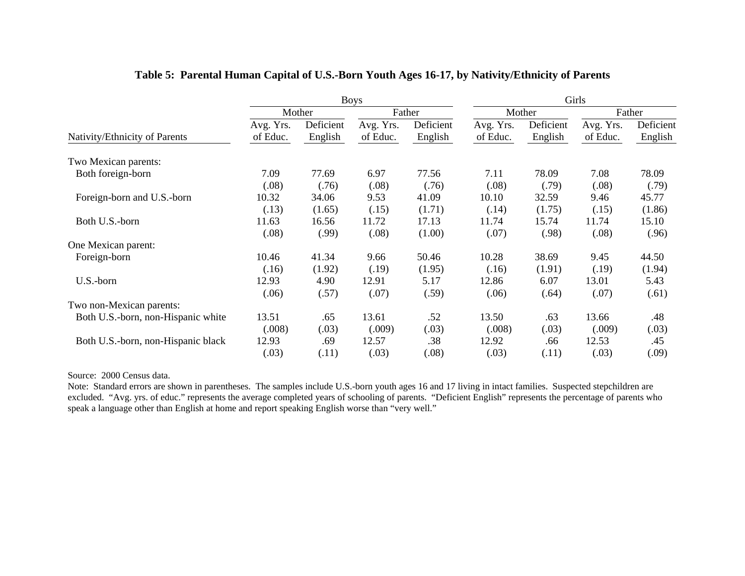**Table 5: Parental Human Capital of U.S.-Born Youth Ages 16-17, by Nativity/Ethnicity of Parents**

| | Boys | | | | Girls | | | |
|---|---|---|---|---|---|---|---|---|
| | Mother | | Father | | Mother | | Father | |
| Nativity/Ethnicity of Parents | Avg. Yrs. of Educ. | Deficient English | Avg. Yrs. of Educ. | Deficient English | Avg. Yrs. of Educ. | Deficient English | Avg. Yrs. of Educ. | Deficient English |
| Two Mexican parents: | | | | | | | | |
| Both foreign-born | 7.09 | 77.69 | 6.97 | 77.56 | 7.11 | 78.09 | 7.08 | 78.09 |
| | (.08) | (.76) | (.08) | (.76) | (.08) | (.79) | (.08) | (.79) |
| Foreign-born and U.S.-born | 10.32 | 34.06 | 9.53 | 41.09 | 10.10 | 32.59 | 9.46 | 45.77 |
| | (.13) | (1.65) | (.15) | (1.71) | (.14) | (1.75) | (.15) | (1.86) |
| Both U.S.-born | 11.63 | 16.56 | 11.72 | 17.13 | 11.74 | 15.74 | 11.74 | 15.10 |
| | (.08) | (.99) | (.08) | (1.00) | (.07) | (.98) | (.08) | (.96) |
| One Mexican parent: | | | | | | | | |
| Foreign-born | 10.46 | 41.34 | 9.66 | 50.46 | 10.28 | 38.69 | 9.45 | 44.50 |
| | (.16) | (1.92) | (.19) | (1.95) | (.16) | (1.91) | (.19) | (1.94) |
| U.S.-born | 12.93 | 4.90 | 12.91 | 5.17 | 12.86 | 6.07 | 13.01 | 5.43 |
| | (.06) | (.57) | (.07) | (.59) | (.06) | (.64) | (.07) | (.61) |
| Two non-Mexican parents: | | | | | | | | |
| Both U.S.-born, non-Hispanic white | 13.51 | .65 | 13.61 | .52 | 13.50 | .63 | 13.66 | .48 |
| | (.008) | (.03) | (.009) | (.03) | (.008) | (.03) | (.009) | (.03) |
| Both U.S.-born, non-Hispanic black | 12.93 | .69 | 12.57 | .38 | 12.92 | .66 | 12.53 | .45 |
| | (.03) | (.11) | (.03) | (.08) | (.03) | (.11) | (.03) | (.09) |

Source: 2000 Census data.

Note: Standard errors are shown in parentheses. The samples include U.S.-born youth ages 16 and 17 living in intact families. Suspected stepchildren are excluded. "Avg. yrs. of educ." represents the average completed years of schooling of parents. "Deficient English" represents the percentage of parents who speak a language other than English at home and report speaking English worse than "very well."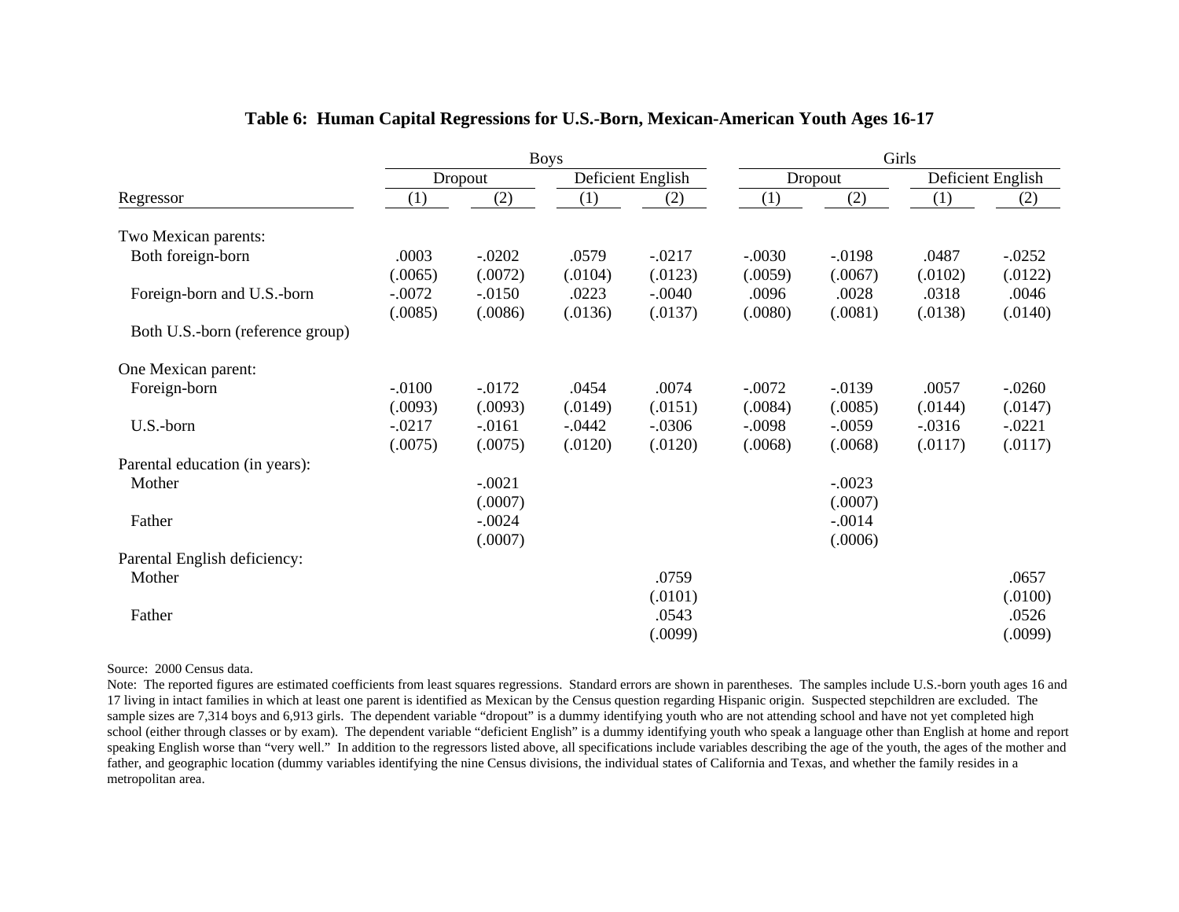**Table 6: Human Capital Regressions for U.S.-Born, Mexican-American Youth Ages 16-17**

| | Boys | | | | Girls | | | |
|---|---|---|---|---|---|---|---|---|
| | Dropout | | Deficient English | | Dropout | | Deficient English | |
| Regressor | (1) | (2) | (1) | (2) | (1) | (2) | (1) | (2) |
| Two Mexican parents: | | | | | | | | |
| Both foreign-born | .0003 | -.0202 | .0579 | -.0217 | -.0030 | -.0198 | .0487 | -.0252 |
| | (.0065) | (.0072) | (.0104) | (.0123) | (.0059) | (.0067) | (.0102) | (.0122) |
| Foreign-born and U.S.-born | -.0072 | -.0150 | .0223 | -.0040 | .0096 | .0028 | .0318 | .0046 |
| | (.0085) | (.0086) | (.0136) | (.0137) | (.0080) | (.0081) | (.0138) | (.0140) |
| Both U.S.-born (reference group) | | | | | | | | |
| One Mexican parent: | | | | | | | | |
| Foreign-born | -.0100 | -.0172 | .0454 | .0074 | -.0072 | -.0139 | .0057 | -.0260 |
| | (.0093) | (.0093) | (.0149) | (.0151) | (.0084) | (.0085) | (.0144) | (.0147) |
| U.S.-born | -.0217 | -.0161 | -.0442 | -.0306 | -.0098 | -.0059 | -.0316 | -.0221 |
| | (.0075) | (.0075) | (.0120) | (.0120) | (.0068) | (.0068) | (.0117) | (.0117) |
| Parental education (in years): | | | | | | | | |
| Mother | | -.0021 | | | | -.0023 | | |
| | | (.0007) | | | | (.0007) | | |
| Father | | -.0024 | | | | -.0014 | | |
| | | (.0007) | | | | (.0006) | | |
| Parental English deficiency: | | | | | | | | |
| Mother | | | | .0759 | | | | .0657 |
| | | | | (.0101) | | | | (.0100) |
| Father | | | | .0543 | | | | .0526 |
| | | | | (.0099) | | | | (.0099) |

Source: 2000 Census data.

Note: The reported figures are estimated coefficients from least squares regressions. Standard errors are shown in parentheses. The samples include U.S.-born youth ages 16 and 17 living in intact families in which at least one parent is identified as Mexican by the Census question regarding Hispanic origin. Suspected stepchildren are excluded. The sample sizes are 7,314 boys and 6,913 girls. The dependent variable "dropout" is a dummy identifying youth who are not attending school and have not yet completed high school (either through classes or by exam). The dependent variable "deficient English" is a dummy identifying youth who speak a language other than English at home and report speaking English worse than "very well." In addition to the regressors listed above, all specifications include variables describing the age of the youth, the ages of the mother and father, and geographic location (dummy variables identifying the nine Census divisions, the individual states of California and Texas, and whether the family resides in a metropolitan area.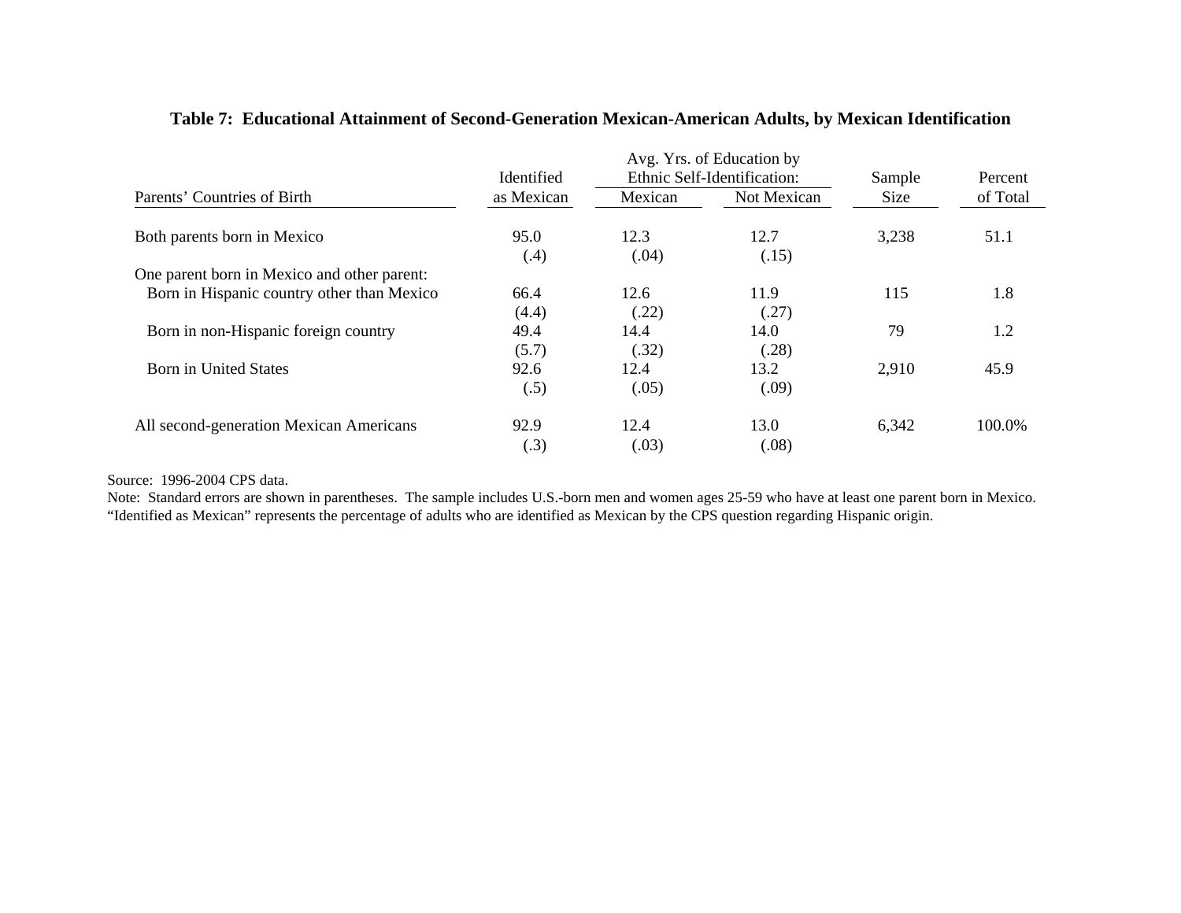**Table 7: Educational Attainment of Second-Generation Mexican-American Adults, by Mexican Identification**

| Parents' Countries of Birth | Identified as Mexican | Avg. Yrs. of Education by Ethnic Self-Identification: Mexican | Not Mexican | Sample Size | Percent of Total |
|---|---|---|---|---|---|
| Both parents born in Mexico | 95.0 | 12.3 | 12.7 | 3,238 | 51.1 |
| | (.4) | (.04) | (.15) | | |
| One parent born in Mexico and other parent: | | | | | |
| Born in Hispanic country other than Mexico | 66.4 | 12.6 | 11.9 | 115 | 1.8 |
| | (4.4) | (.22) | (.27) | | |
| Born in non-Hispanic foreign country | 49.4 | 14.4 | 14.0 | 79 | 1.2 |
| | (5.7) | (.32) | (.28) | | |
| Born in United States | 92.6 | 12.4 | 13.2 | 2,910 | 45.9 |
| | (.5) | (.05) | (.09) | | |
| All second-generation Mexican Americans | 92.9 | 12.4 | 13.0 | 6,342 | 100.0% |
| | (.3) | (.03) | (.08) | | |

Source: 1996-2004 CPS data.

Note: Standard errors are shown in parentheses. The sample includes U.S.-born men and women ages 25-59 who have at least one parent born in Mexico. "Identified as Mexican" represents the percentage of adults who are identified as Mexican by the CPS question regarding Hispanic origin.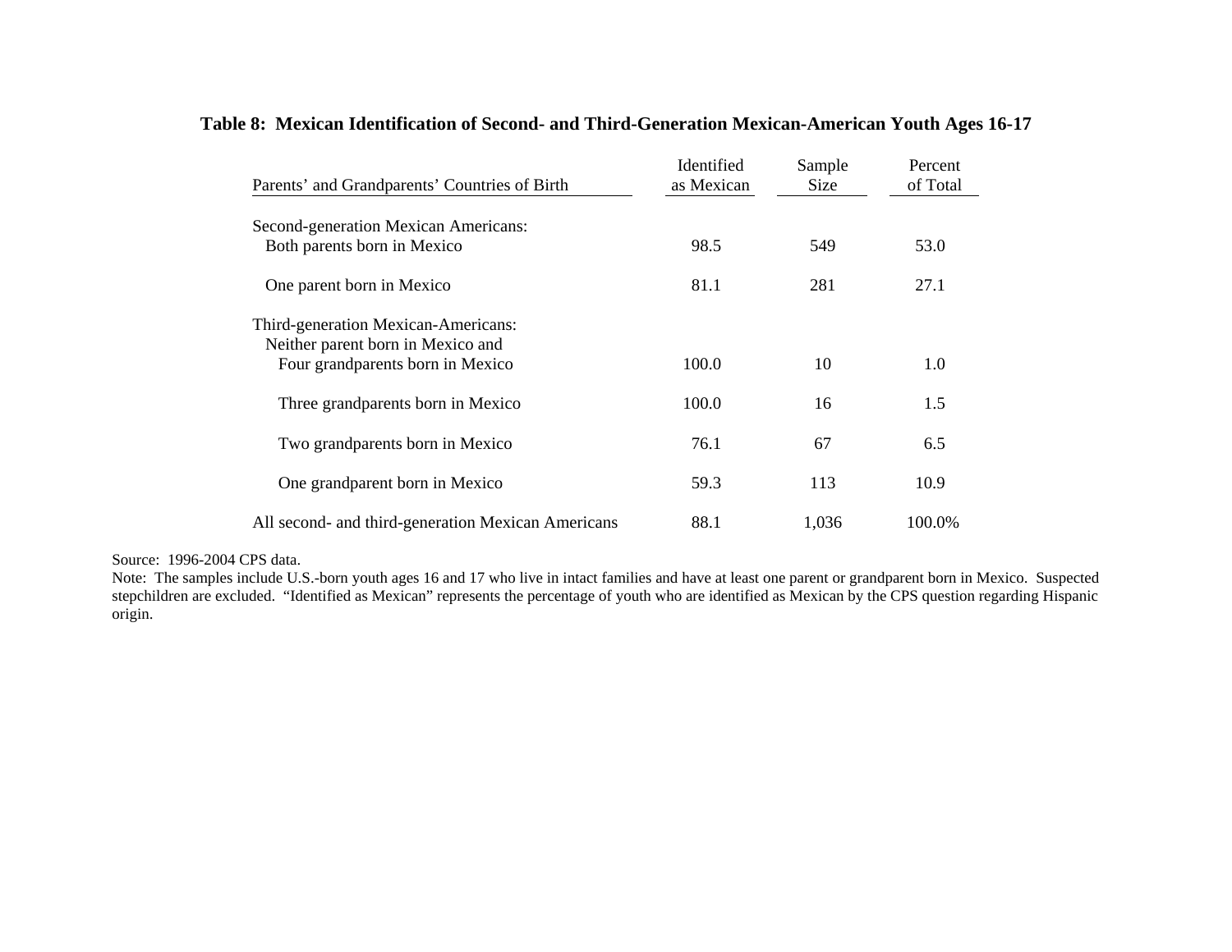**Table 8: Mexican Identification of Second- and Third-Generation Mexican-American Youth Ages 16-17**

| Parents' and Grandparents' Countries of Birth | Identified as Mexican | Sample Size | Percent of Total |
|---|---|---|---|
| Second-generation Mexican Americans: | | | |
| Both parents born in Mexico | 98.5 | 549 | 53.0 |
| One parent born in Mexico | 81.1 | 281 | 27.1 |
| Third-generation Mexican-Americans: | | | |
| Neither parent born in Mexico and | | | |
| Four grandparents born in Mexico | 100.0 | 10 | 1.0 |
| Three grandparents born in Mexico | 100.0 | 16 | 1.5 |
| Two grandparents born in Mexico | 76.1 | 67 | 6.5 |
| One grandparent born in Mexico | 59.3 | 113 | 10.9 |
| All second- and third-generation Mexican Americans | 88.1 | 1,036 | 100.0% |

Source: 1996-2004 CPS data.

Note: The samples include U.S.-born youth ages 16 and 17 who live in intact families and have at least one parent or grandparent born in Mexico. Suspected stepchildren are excluded. "Identified as Mexican" represents the percentage of youth who are identified as Mexican by the CPS question regarding Hispanic origin.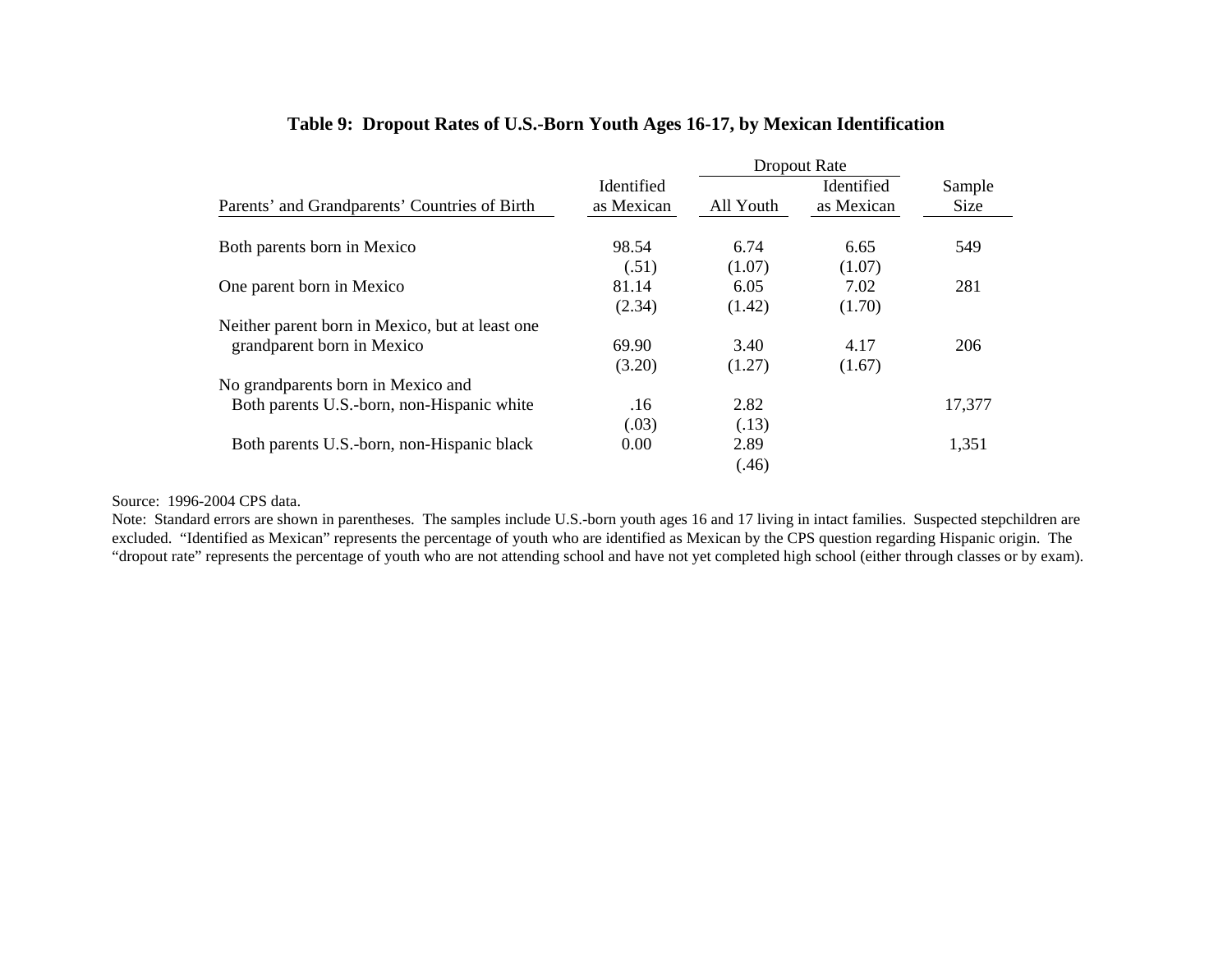**Table 9: Dropout Rates of U.S.-Born Youth Ages 16-17, by Mexican Identification**

| Parents' and Grandparents' Countries of Birth | Identified as Mexican | Dropout Rate: All Youth | Dropout Rate: Identified as Mexican | Sample Size |
|---|---|---|---|---|
| Both parents born in Mexico | 98.54 | 6.74 | 6.65 | 549 |
| | (.51) | (1.07) | (1.07) | |
| One parent born in Mexico | 81.14 | 6.05 | 7.02 | 281 |
| | (2.34) | (1.42) | (1.70) | |
| Neither parent born in Mexico, but at least one grandparent born in Mexico | 69.90 | 3.40 | 4.17 | 206 |
| | (3.20) | (1.27) | (1.67) | |
| No grandparents born in Mexico and | | | | |
| Both parents U.S.-born, non-Hispanic white | .16 | 2.82 | | 17,377 |
| | (.03) | (.13) | | |
| Both parents U.S.-born, non-Hispanic black | 0.00 | 2.89 | | 1,351 |
| | | (.46) | | |

Source: 1996-2004 CPS data.

Note: Standard errors are shown in parentheses. The samples include U.S.-born youth ages 16 and 17 living in intact families. Suspected stepchildren are excluded. "Identified as Mexican" represents the percentage of youth who are identified as Mexican by the CPS question regarding Hispanic origin. The "dropout rate" represents the percentage of youth who are not attending school and have not yet completed high school (either through classes or by exam).